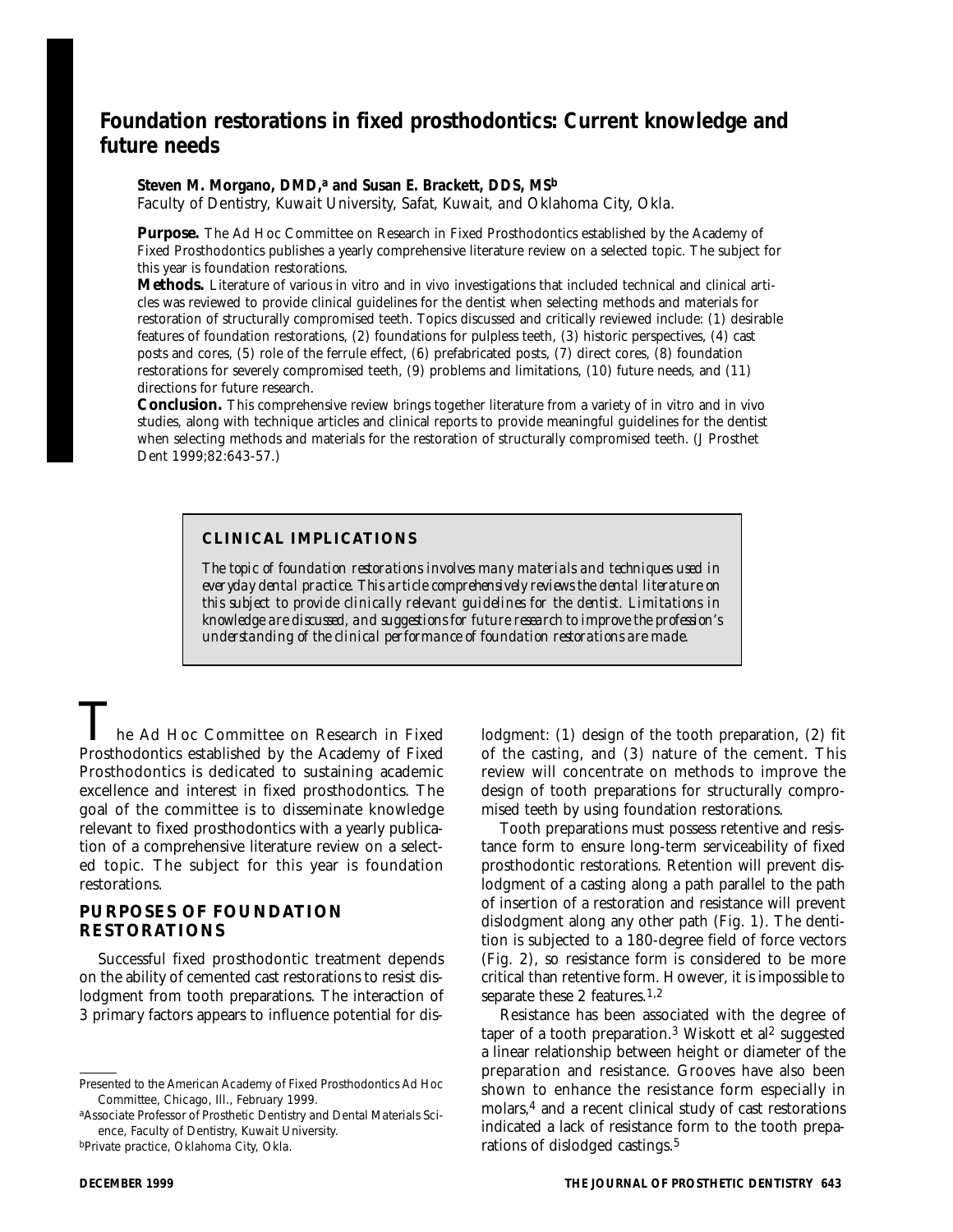# Foundation restorations in fixed prosthodontics: Current knowledge and future needs

**Steven M. Morgano, DMD,[a] and Susan E. Brackett, DDS, MS[b]**
Faculty of Dentistry, Kuwait University, Safat, Kuwait, and Oklahoma City, Okla.

**Purpose.** The Ad Hoc Committee on Research in Fixed Prosthodontics established by the Academy of Fixed Prosthodontics publishes a yearly comprehensive literature review on a selected topic. The subject for this year is foundation restorations.

**Methods.** Literature of various in vitro and in vivo investigations that included technical and clinical articles was reviewed to provide clinical guidelines for the dentist when selecting methods and materials for restoration of structurally compromised teeth. Topics discussed and critically reviewed include: (1) desirable features of foundation restorations, (2) foundations for pulpless teeth, (3) historic perspectives, (4) cast posts and cores, (5) role of the ferrule effect, (6) prefabricated posts, (7) direct cores, (8) foundation restorations for severely compromised teeth, (9) problems and limitations, (10) future needs, and (11) directions for future research.

**Conclusion.** This comprehensive review brings together literature from a variety of in vitro and in vivo studies, along with technique articles and clinical reports to provide meaningful guidelines for the dentist when selecting methods and materials for the restoration of structurally compromised teeth. (J Prosthet Dent 1999;82:643-57.)

### CLINICAL IMPLICATIONS

*The topic of foundation restorations involves many materials and techniques used in everyday dental practice. This article comprehensively reviews the dental literature on this subject to provide clinically relevant guidelines for the dentist. Limitations in knowledge are discussed, and suggestions for future research to improve the profession's understanding of the clinical performance of foundation restorations are made.*

The Ad Hoc Committee on Research in Fixed Prosthodontics established by the Academy of Fixed Prosthodontics is dedicated to sustaining academic excellence and interest in fixed prosthodontics. The goal of the committee is to disseminate knowledge relevant to fixed prosthodontics with a yearly publication of a comprehensive literature review on a selected topic. The subject for this year is foundation restorations.

## PURPOSES OF FOUNDATION RESTORATIONS

Successful fixed prosthodontic treatment depends on the ability of cemented cast restorations to resist dislodgment from tooth preparations. The interaction of 3 primary factors appears to influence potential for dislodgment: (1) design of the tooth preparation, (2) fit of the casting, and (3) nature of the cement. This review will concentrate on methods to improve the design of tooth preparations for structurally compromised teeth by using foundation restorations.

Tooth preparations must possess retentive and resistance form to ensure long-term serviceability of fixed prosthodontic restorations. Retention will prevent dislodgment of a casting along a path parallel to the path of insertion of a restoration and resistance will prevent dislodgment along any other path (Fig. 1). The dentition is subjected to a 180-degree field of force vectors (Fig. 2), so resistance form is considered to be more critical than retentive form. However, it is impossible to separate these 2 features.[1,2]

Resistance has been associated with the degree of taper of a tooth preparation.[3] Wiskott et al[2] suggested a linear relationship between height or diameter of the preparation and resistance. Grooves have also been shown to enhance the resistance form especially in molars,[4] and a recent clinical study of cast restorations indicated a lack of resistance form to the tooth preparations of dislodged castings.[5]

Presented to the American Academy of Fixed Prosthodontics Ad Hoc Committee, Chicago, Ill., February 1999.

[a]Associate Professor of Prosthetic Dentistry and Dental Materials Science, Faculty of Dentistry, Kuwait University.

[b]Private practice, Oklahoma City, Okla.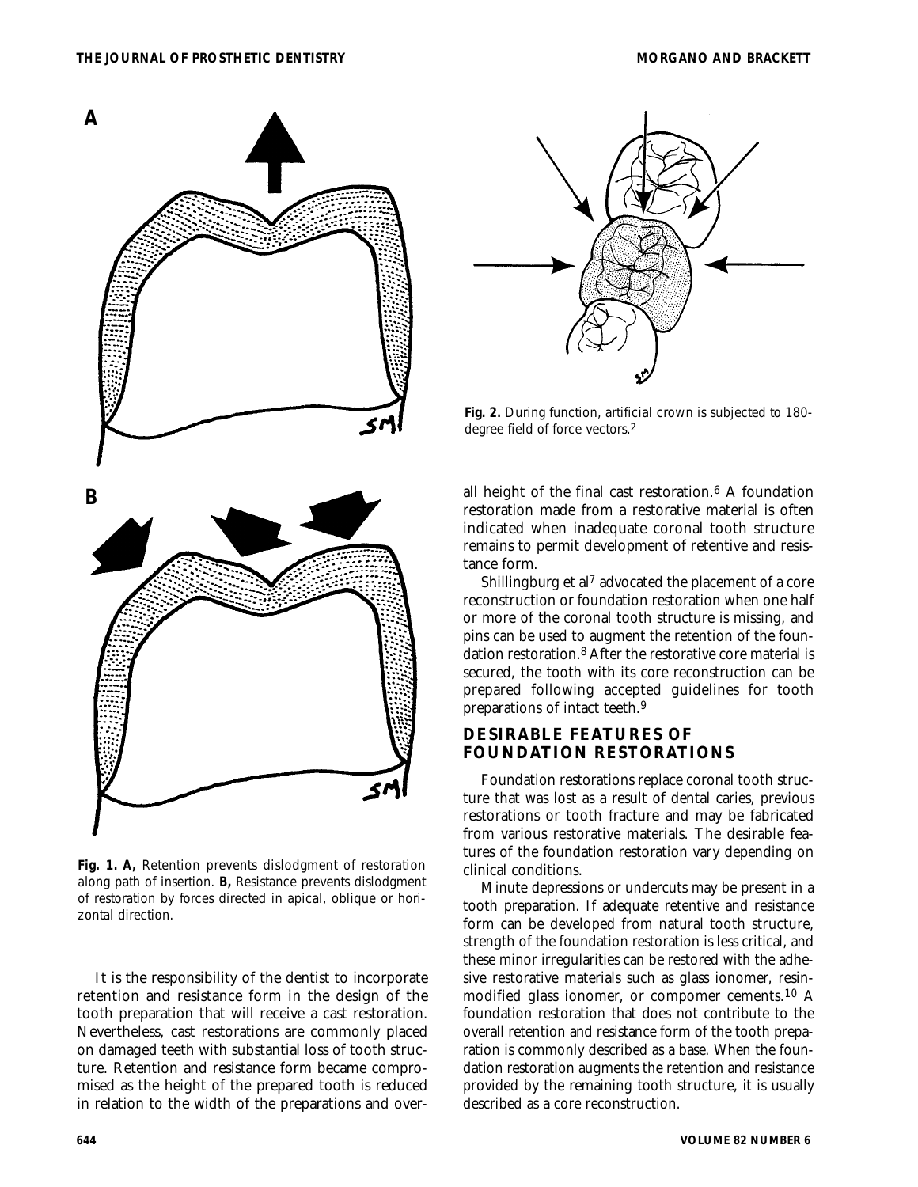Fig. 1. *A,* Retention prevents dislodgment of restoration along path of insertion. *B,* Resistance prevents dislodgment of restoration by forces directed in apical, oblique or horizontal direction.

It is the responsibility of the dentist to incorporate retention and resistance form in the design of the tooth preparation that will receive a cast restoration. Nevertheless, cast restorations are commonly placed on damaged teeth with substantial loss of tooth structure. Retention and resistance form became compromised as the height of the prepared tooth is reduced in relation to the width of the preparations and overall height of the final cast restoration.[6] A foundation restoration made from a restorative material is often indicated when inadequate coronal tooth structure remains to permit development of retentive and resistance form.

Fig. 2. During function, artificial crown is subjected to 180-degree field of force vectors.[2]

Shillingburg et al[7] advocated the placement of a core reconstruction or foundation restoration when one half or more of the coronal tooth structure is missing, and pins can be used to augment the retention of the foundation restoration.[8] After the restorative core material is secured, the tooth with its core reconstruction can be prepared following accepted guidelines for tooth preparations of intact teeth.[9]

## DESIRABLE FEATURES OF FOUNDATION RESTORATIONS

Foundation restorations replace coronal tooth structure that was lost as a result of dental caries, previous restorations or tooth fracture and may be fabricated from various restorative materials. The desirable features of the foundation restoration vary depending on clinical conditions.

Minute depressions or undercuts may be present in a tooth preparation. If adequate retentive and resistance form can be developed from natural tooth structure, strength of the foundation restoration is less critical, and these minor irregularities can be restored with the adhesive restorative materials such as glass ionomer, resin-modified glass ionomer, or compomer cements.[10] A foundation restoration that does not contribute to the overall retention and resistance form of the tooth preparation is commonly described as a base. When the foundation restoration augments the retention and resistance provided by the remaining tooth structure, it is usually described as a core reconstruction.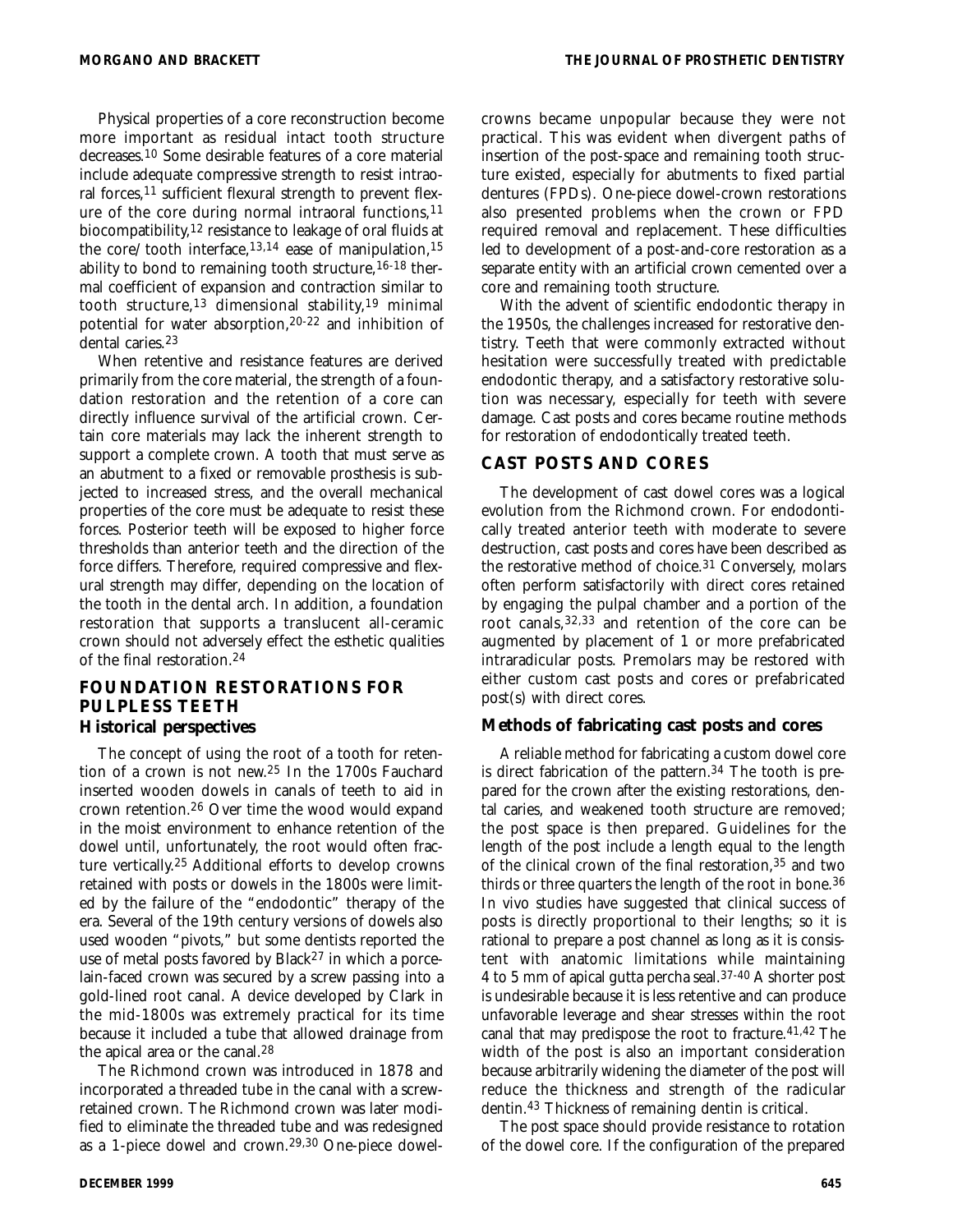Physical properties of a core reconstruction become more important as residual intact tooth structure decreases.[10] Some desirable features of a core material include adequate compressive strength to resist intraoral forces,[11] sufficient flexural strength to prevent flexure of the core during normal intraoral functions,[11] biocompatibility,[12] resistance to leakage of oral fluids at the core/tooth interface,[13,14] ease of manipulation,[15] ability to bond to remaining tooth structure,[16-18] thermal coefficient of expansion and contraction similar to tooth structure,[13] dimensional stability,[19] minimal potential for water absorption,[20-22] and inhibition of dental caries.[23]

When retentive and resistance features are derived primarily from the core material, the strength of a foundation restoration and the retention of a core can directly influence survival of the artificial crown. Certain core materials may lack the inherent strength to support a complete crown. A tooth that must serve as an abutment to a fixed or removable prosthesis is subjected to increased stress, and the overall mechanical properties of the core must be adequate to resist these forces. Posterior teeth will be exposed to higher force thresholds than anterior teeth and the direction of the force differs. Therefore, required compressive and flexural strength may differ, depending on the location of the tooth in the dental arch. In addition, a foundation restoration that supports a translucent all-ceramic crown should not adversely effect the esthetic qualities of the final restoration.[24]

## FOUNDATION RESTORATIONS FOR PULPLESS TEETH

### Historical perspectives

The concept of using the root of a tooth for retention of a crown is not new.[25] In the 1700s Fauchard inserted wooden dowels in canals of teeth to aid in crown retention.[26] Over time the wood would expand in the moist environment to enhance retention of the dowel until, unfortunately, the root would often fracture vertically.[25] Additional efforts to develop crowns retained with posts or dowels in the 1800s were limited by the failure of the "endodontic" therapy of the era. Several of the 19th century versions of dowels also used wooden "pivots," but some dentists reported the use of metal posts favored by Black[27] in which a porcelain-faced crown was secured by a screw passing into a gold-lined root canal. A device developed by Clark in the mid-1800s was extremely practical for its time because it included a tube that allowed drainage from the apical area or the canal.[28]

The Richmond crown was introduced in 1878 and incorporated a threaded tube in the canal with a screw-retained crown. The Richmond crown was later modified to eliminate the threaded tube and was redesigned as a 1-piece dowel and crown.[29,30] One-piece dowel-crowns became unpopular because they were not practical. This was evident when divergent paths of insertion of the post-space and remaining tooth structure existed, especially for abutments to fixed partial dentures (FPDs). One-piece dowel-crown restorations also presented problems when the crown or FPD required removal and replacement. These difficulties led to development of a post-and-core restoration as a separate entity with an artificial crown cemented over a core and remaining tooth structure.

With the advent of scientific endodontic therapy in the 1950s, the challenges increased for restorative dentistry. Teeth that were commonly extracted without hesitation were successfully treated with predictable endodontic therapy, and a satisfactory restorative solution was necessary, especially for teeth with severe damage. Cast posts and cores became routine methods for restoration of endodontically treated teeth.

## CAST POSTS AND CORES

The development of cast dowel cores was a logical evolution from the Richmond crown. For endodontically treated anterior teeth with moderate to severe destruction, cast posts and cores have been described as the restorative method of choice.[31] Conversely, molars often perform satisfactorily with direct cores retained by engaging the pulpal chamber and a portion of the root canals,[32,33] and retention of the core can be augmented by placement of 1 or more prefabricated intraradicular posts. Premolars may be restored with either custom cast posts and cores or prefabricated post(s) with direct cores.

### Methods of fabricating cast posts and cores

A reliable method for fabricating a custom dowel core is direct fabrication of the pattern.[34] The tooth is prepared for the crown after the existing restorations, dental caries, and weakened tooth structure are removed; the post space is then prepared. Guidelines for the length of the post include a length equal to the length of the clinical crown of the final restoration,[35] and two thirds or three quarters the length of the root in bone.[36] In vivo studies have suggested that clinical success of posts is directly proportional to their lengths; so it is rational to prepare a post channel as long as it is consistent with anatomic limitations while maintaining 4 to 5 mm of apical gutta percha seal.[37-40] A shorter post is undesirable because it is less retentive and can produce unfavorable leverage and shear stresses within the root canal that may predispose the root to fracture.[41,42] The width of the post is also an important consideration because arbitrarily widening the diameter of the post will reduce the thickness and strength of the radicular dentin.[43] Thickness of remaining dentin is critical.

The post space should provide resistance to rotation of the dowel core. If the configuration of the prepared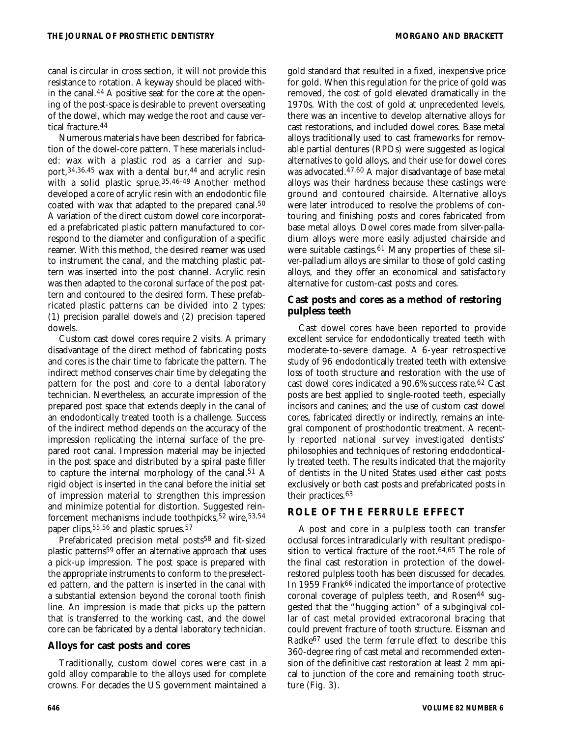canal is circular in cross section, it will not provide this resistance to rotation. A keyway should be placed within the canal.[44] A positive seat for the core at the opening of the post-space is desirable to prevent overseating of the dowel, which may wedge the root and cause vertical fracture.[44]

Numerous materials have been described for fabrication of the dowel-core pattern. These materials included: wax with a plastic rod as a carrier and support,[34,36,45] wax with a dental bur,[44] and acrylic resin with a solid plastic sprue.[35,46-49] Another method developed a core of acrylic resin with an endodontic file coated with wax that adapted to the prepared canal.[50] A variation of the direct custom dowel core incorporated a prefabricated plastic pattern manufactured to correspond to the diameter and configuration of a specific reamer. With this method, the desired reamer was used to instrument the canal, and the matching plastic pattern was inserted into the post channel. Acrylic resin was then adapted to the coronal surface of the post pattern and contoured to the desired form. These prefabricated plastic patterns can be divided into 2 types: (1) precision parallel dowels and (2) precision tapered dowels.

Custom cast dowel cores require 2 visits. A primary disadvantage of the direct method of fabricating posts and cores is the chair time to fabricate the pattern. The indirect method conserves chair time by delegating the pattern for the post and core to a dental laboratory technician. Nevertheless, an accurate impression of the prepared post space that extends deeply in the canal of an endodontically treated tooth is a challenge. Success of the indirect method depends on the accuracy of the impression replicating the internal surface of the prepared root canal. Impression material may be injected in the post space and distributed by a spiral paste filler to capture the internal morphology of the canal.[51] A rigid object is inserted in the canal before the initial set of impression material to strengthen this impression and minimize potential for distortion. Suggested reinforcement mechanisms include toothpicks,[52] wire,[53,54] paper clips,[55,56] and plastic sprues.[57]

Prefabricated precision metal posts[58] and fit-sized plastic patterns[59] offer an alternative approach that uses a pick-up impression. The post space is prepared with the appropriate instruments to conform to the preselected pattern, and the pattern is inserted in the canal with a substantial extension beyond the coronal tooth finish line. An impression is made that picks up the pattern that is transferred to the working cast, and the dowel core can be fabricated by a dental laboratory technician.

### Alloys for cast posts and cores

Traditionally, custom dowel cores were cast in a gold alloy comparable to the alloys used for complete crowns. For decades the US government maintained a gold standard that resulted in a fixed, inexpensive price for gold. When this regulation for the price of gold was removed, the cost of gold elevated dramatically in the 1970s. With the cost of gold at unprecedented levels, there was an incentive to develop alternative alloys for cast restorations, and included dowel cores. Base metal alloys traditionally used to cast frameworks for removable partial dentures (RPDs) were suggested as logical alternatives to gold alloys, and their use for dowel cores was advocated.[47,60] A major disadvantage of base metal alloys was their hardness because these castings were ground and contoured chairside. Alternative alloys were later introduced to resolve the problems of contouring and finishing posts and cores fabricated from base metal alloys. Dowel cores made from silver-palladium alloys were more easily adjusted chairside and were suitable castings.[61] Many properties of these silver-palladium alloys are similar to those of gold casting alloys, and they offer an economical and satisfactory alternative for custom-cast posts and cores.

### Cast posts and cores as a method of restoring pulpless teeth

Cast dowel cores have been reported to provide excellent service for endodontically treated teeth with moderate-to-severe damage. A 6-year retrospective study of 96 endodontically treated teeth with extensive loss of tooth structure and restoration with the use of cast dowel cores indicated a 90.6% success rate.[62] Cast posts are best applied to single-rooted teeth, especially incisors and canines; and the use of custom cast dowel cores, fabricated directly or indirectly, remains an integral component of prosthodontic treatment. A recently reported national survey investigated dentists' philosophies and techniques of restoring endodontically treated teeth. The results indicated that the majority of dentists in the United States used either cast posts exclusively or both cast posts and prefabricated posts in their practices.[63]

## ROLE OF THE FERRULE EFFECT

A post and core in a pulpless tooth can transfer occlusal forces intraradicularly with resultant predisposition to vertical fracture of the root.[64,65] The role of the final cast restoration in protection of the dowel-restored pulpless tooth has been discussed for decades. In 1959 Frank[66] indicated the importance of protective coronal coverage of pulpless teeth, and Rosen[44] suggested that the "hugging action" of a subgingival collar of cast metal provided extracoronal bracing that could prevent fracture of tooth structure. Eissman and Radke[67] used the term *ferrule effect* to describe this 360-degree ring of cast metal and recommended extension of the definitive cast restoration at least 2 mm apical to junction of the core and remaining tooth structure (Fig. 3).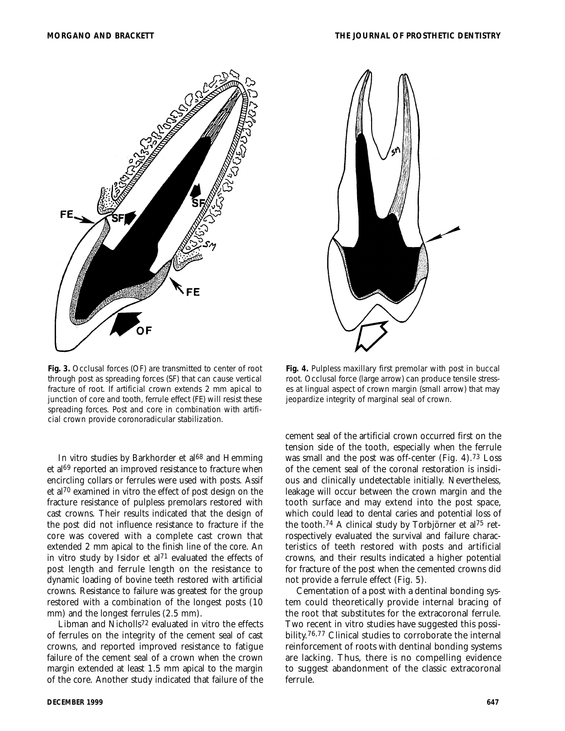**Fig. 3.** Occlusal forces (OF) are transmitted to center of root through post as spreading forces (SF) that can cause vertical fracture of root. If artificial crown extends 2 mm apical to junction of core and tooth, ferrule effect (FE) will resist these spreading forces. Post and core in combination with artificial crown provide coronoradicular stabilization.

**Fig. 4.** Pulpless maxillary first premolar with post in buccal root. Occlusal force (large arrow) can produce tensile stresses at lingual aspect of crown margin (small arrow) that may jeopardize integrity of marginal seal of crown.

In vitro studies by Barkhorder et al[68] and Hemming et al[69] reported an improved resistance to fracture when encircling collars or ferrules were used with posts. Assif et al[70] examined in vitro the effect of post design on the fracture resistance of pulpless premolars restored with cast crowns. Their results indicated that the design of the post did not influence resistance to fracture if the core was covered with a complete cast crown that extended 2 mm apical to the finish line of the core. An in vitro study by Isidor et al[71] evaluated the effects of post length and ferrule length on the resistance to dynamic loading of bovine teeth restored with artificial crowns. Resistance to failure was greatest for the group restored with a combination of the longest posts (10 mm) and the longest ferrules (2.5 mm).

Libman and Nicholls[72] evaluated in vitro the effects of ferrules on the integrity of the cement seal of cast crowns, and reported improved resistance to fatigue failure of the cement seal of a crown when the crown margin extended at least 1.5 mm apical to the margin of the core. Another study indicated that failure of the cement seal of the artificial crown occurred first on the tension side of the tooth, especially when the ferrule was small and the post was off-center (Fig. 4).[73] Loss of the cement seal of the coronal restoration is insidious and clinically undetectable initially. Nevertheless, leakage will occur between the crown margin and the tooth surface and may extend into the post space, which could lead to dental caries and potential loss of the tooth.[74] A clinical study by Torbjörner et al[75] retrospectively evaluated the survival and failure characteristics of teeth restored with posts and artificial crowns, and their results indicated a higher potential for fracture of the post when the cemented crowns did not provide a ferrule effect (Fig. 5).

Cementation of a post with a dentinal bonding system could theoretically provide internal bracing of the root that substitutes for the extracoronal ferrule. Two recent in vitro studies have suggested this possibility.[76,77] Clinical studies to corroborate the internal reinforcement of roots with dentinal bonding systems are lacking. Thus, there is no compelling evidence to suggest abandonment of the classic extracoronal ferrule.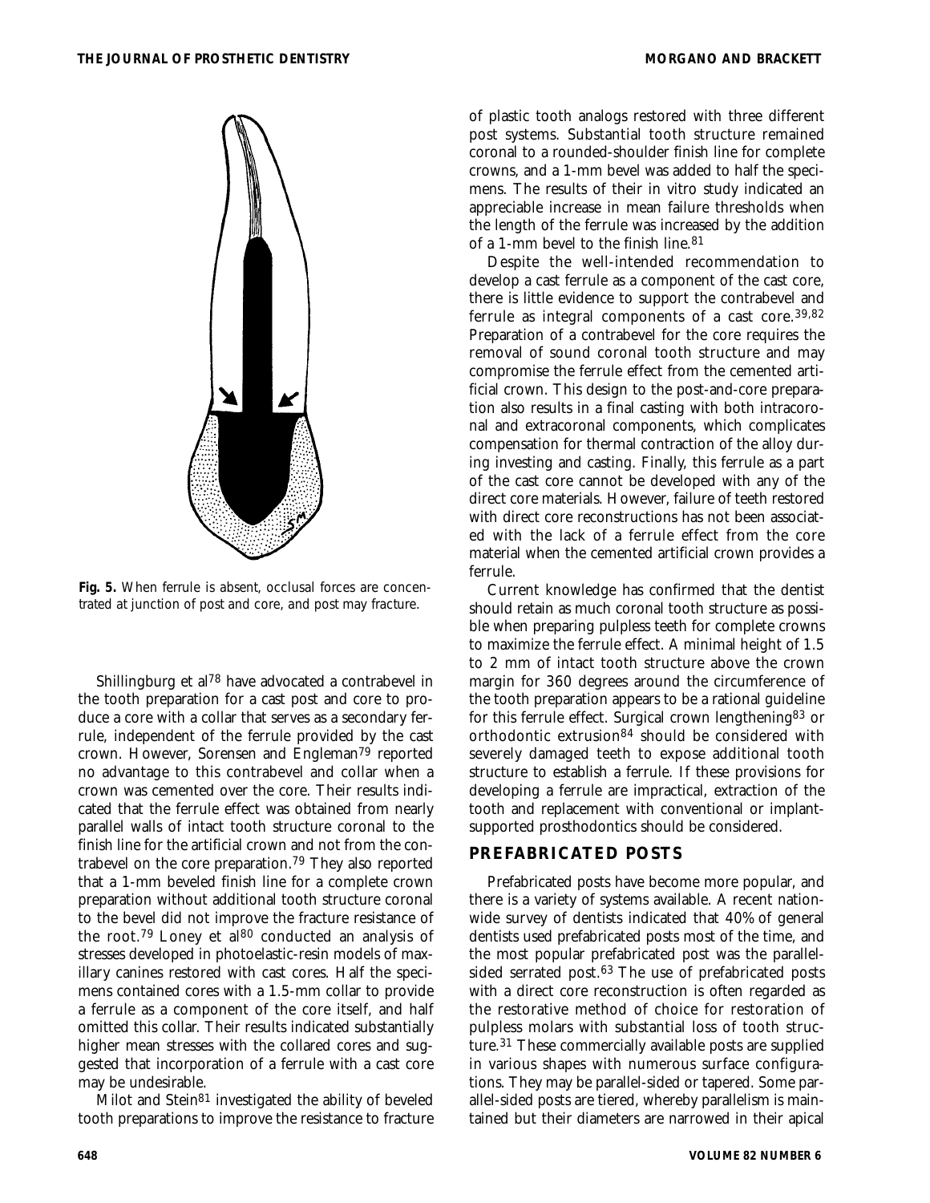**Fig. 5.** When ferrule is absent, occlusal forces are concentrated at junction of post and core, and post may fracture.

Shillingburg et al[78] have advocated a contrabevel in the tooth preparation for a cast post and core to produce a core with a collar that serves as a secondary ferrule, independent of the ferrule provided by the cast crown. However, Sorensen and Engleman[79] reported no advantage to this contrabevel and collar when a crown was cemented over the core. Their results indicated that the ferrule effect was obtained from nearly parallel walls of intact tooth structure coronal to the finish line for the artificial crown and not from the contrabevel on the core preparation.[79] They also reported that a 1-mm beveled finish line for a complete crown preparation without additional tooth structure coronal to the bevel did not improve the fracture resistance of the root.[79] Loney et al[80] conducted an analysis of stresses developed in photoelastic-resin models of maxillary canines restored with cast cores. Half the specimens contained cores with a 1.5-mm collar to provide a ferrule as a component of the core itself, and half omitted this collar. Their results indicated substantially higher mean stresses with the collared cores and suggested that incorporation of a ferrule with a cast core may be undesirable.

Milot and Stein[81] investigated the ability of beveled tooth preparations to improve the resistance to fracture of plastic tooth analogs restored with three different post systems. Substantial tooth structure remained coronal to a rounded-shoulder finish line for complete crowns, and a 1-mm bevel was added to half the specimens. The results of their in vitro study indicated an appreciable increase in mean failure thresholds when the length of the ferrule was increased by the addition of a 1-mm bevel to the finish line.[81]

Despite the well-intended recommendation to develop a cast ferrule as a component of the cast core, there is little evidence to support the contrabevel and ferrule as integral components of a cast core.[39,82] Preparation of a contrabevel for the core requires the removal of sound coronal tooth structure and may compromise the ferrule effect from the cemented artificial crown. This design to the post-and-core preparation also results in a final casting with both intracoronal and extracoronal components, which complicates compensation for thermal contraction of the alloy during investing and casting. Finally, this ferrule as a part of the cast core cannot be developed with any of the direct core materials. However, failure of teeth restored with direct core reconstructions has not been associated with the lack of a ferrule effect from the core material when the cemented artificial crown provides a ferrule.

Current knowledge has confirmed that the dentist should retain as much coronal tooth structure as possible when preparing pulpless teeth for complete crowns to maximize the ferrule effect. A minimal height of 1.5 to 2 mm of intact tooth structure above the crown margin for 360 degrees around the circumference of the tooth preparation appears to be a rational guideline for this ferrule effect. Surgical crown lengthening[83] or orthodontic extrusion[84] should be considered with severely damaged teeth to expose additional tooth structure to establish a ferrule. If these provisions for developing a ferrule are impractical, extraction of the tooth and replacement with conventional or implant-supported prosthodontics should be considered.

## PREFABRICATED POSTS

Prefabricated posts have become more popular, and there is a variety of systems available. A recent nationwide survey of dentists indicated that 40% of general dentists used prefabricated posts most of the time, and the most popular prefabricated post was the parallel-sided serrated post.[63] The use of prefabricated posts with a direct core reconstruction is often regarded as the restorative method of choice for restoration of pulpless molars with substantial loss of tooth structure.[31] These commercially available posts are supplied in various shapes with numerous surface configurations. They may be parallel-sided or tapered. Some parallel-sided posts are tiered, whereby parallelism is maintained but their diameters are narrowed in their apical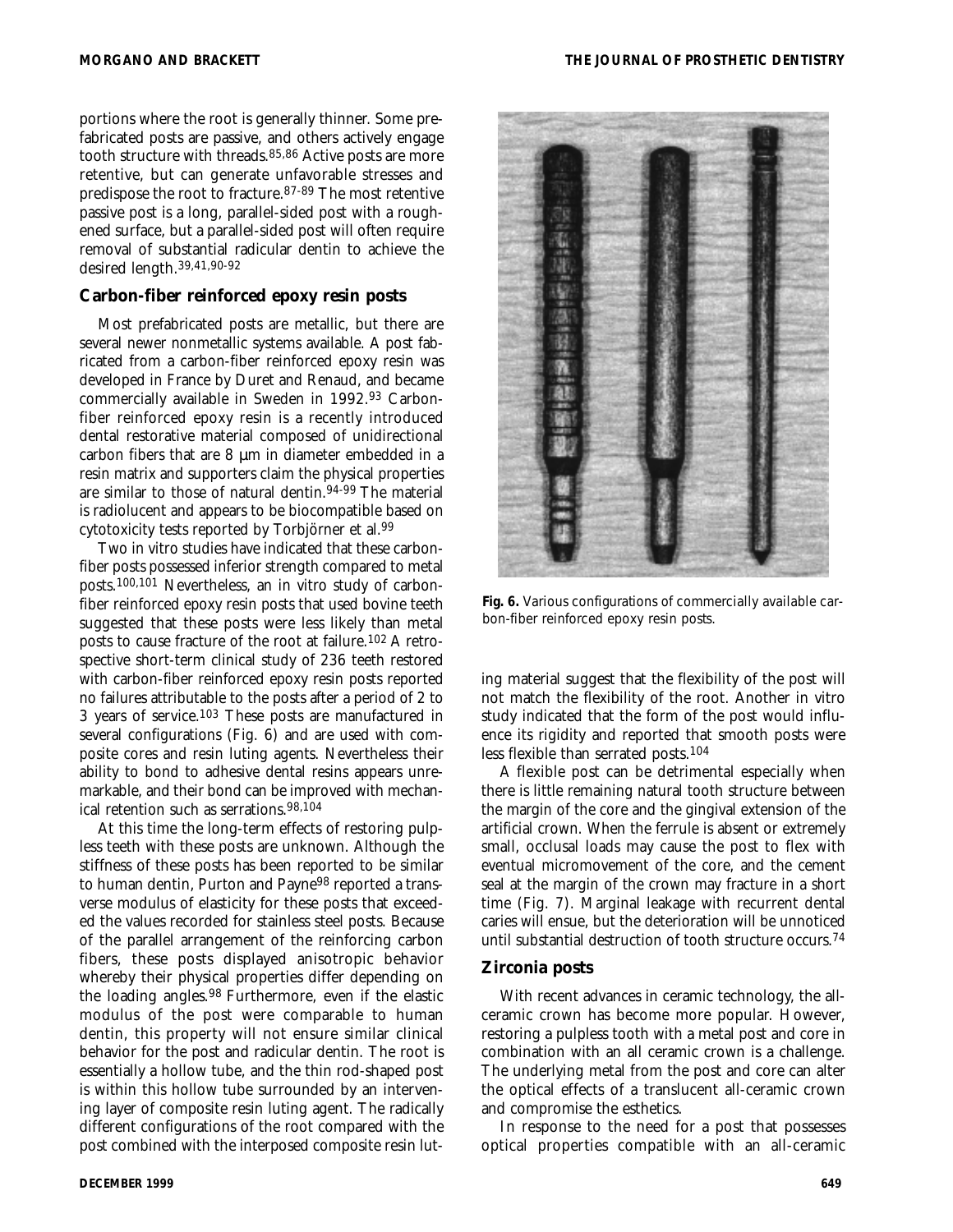portions where the root is generally thinner. Some prefabricated posts are passive, and others actively engage tooth structure with threads.[85,86] Active posts are more retentive, but can generate unfavorable stresses and predispose the root to fracture.[87-89] The most retentive passive post is a long, parallel-sided post with a roughened surface, but a parallel-sided post will often require removal of substantial radicular dentin to achieve the desired length.[39,41,90-92]

## Carbon-fiber reinforced epoxy resin posts

Most prefabricated posts are metallic, but there are several newer nonmetallic systems available. A post fabricated from a carbon-fiber reinforced epoxy resin was developed in France by Duret and Renaud, and became commercially available in Sweden in 1992.[93] Carbon-fiber reinforced epoxy resin is a recently introduced dental restorative material composed of unidirectional carbon fibers that are 8 μm in diameter embedded in a resin matrix and supporters claim the physical properties are similar to those of natural dentin.[94-99] The material is radiolucent and appears to be biocompatible based on cytotoxicity tests reported by Torbjörner et al.[99]

Two in vitro studies have indicated that these carbon-fiber posts possessed inferior strength compared to metal posts.[100,101] Nevertheless, an in vitro study of carbon-fiber reinforced epoxy resin posts that used bovine teeth suggested that these posts were less likely than metal posts to cause fracture of the root at failure.[102] A retrospective short-term clinical study of 236 teeth restored with carbon-fiber reinforced epoxy resin posts reported no failures attributable to the posts after a period of 2 to 3 years of service.[103] These posts are manufactured in several configurations (Fig. 6) and are used with composite cores and resin luting agents. Nevertheless their ability to bond to adhesive dental resins appears unremarkable, and their bond can be improved with mechanical retention such as serrations.[98,104]

At this time the long-term effects of restoring pulpless teeth with these posts are unknown. Although the stiffness of these posts has been reported to be similar to human dentin, Purton and Payne[98] reported a transverse modulus of elasticity for these posts that exceeded the values recorded for stainless steel posts. Because of the parallel arrangement of the reinforcing carbon fibers, these posts displayed anisotropic behavior whereby their physical properties differ depending on the loading angles.[98] Furthermore, even if the elastic modulus of the post were comparable to human dentin, this property will not ensure similar clinical behavior for the post and radicular dentin. The root is essentially a hollow tube, and the thin rod-shaped post is within this hollow tube surrounded by an intervening layer of composite resin luting agent. The radically different configurations of the root compared with the post combined with the interposed composite resin luting material suggest that the flexibility of the post will not match the flexibility of the root. Another in vitro study indicated that the form of the post would influence its rigidity and reported that smooth posts were less flexible than serrated posts.[104]

**Fig. 6.** Various configurations of commercially available carbon-fiber reinforced epoxy resin posts.

A flexible post can be detrimental especially when there is little remaining natural tooth structure between the margin of the core and the gingival extension of the artificial crown. When the ferrule is absent or extremely small, occlusal loads may cause the post to flex with eventual micromovement of the core, and the cement seal at the margin of the crown may fracture in a short time (Fig. 7). Marginal leakage with recurrent dental caries will ensue, but the deterioration will be unnoticed until substantial destruction of tooth structure occurs.[74]

## Zirconia posts

With recent advances in ceramic technology, the all-ceramic crown has become more popular. However, restoring a pulpless tooth with a metal post and core in combination with an all ceramic crown is a challenge. The underlying metal from the post and core can alter the optical effects of a translucent all-ceramic crown and compromise the esthetics.

In response to the need for a post that possesses optical properties compatible with an all-ceramic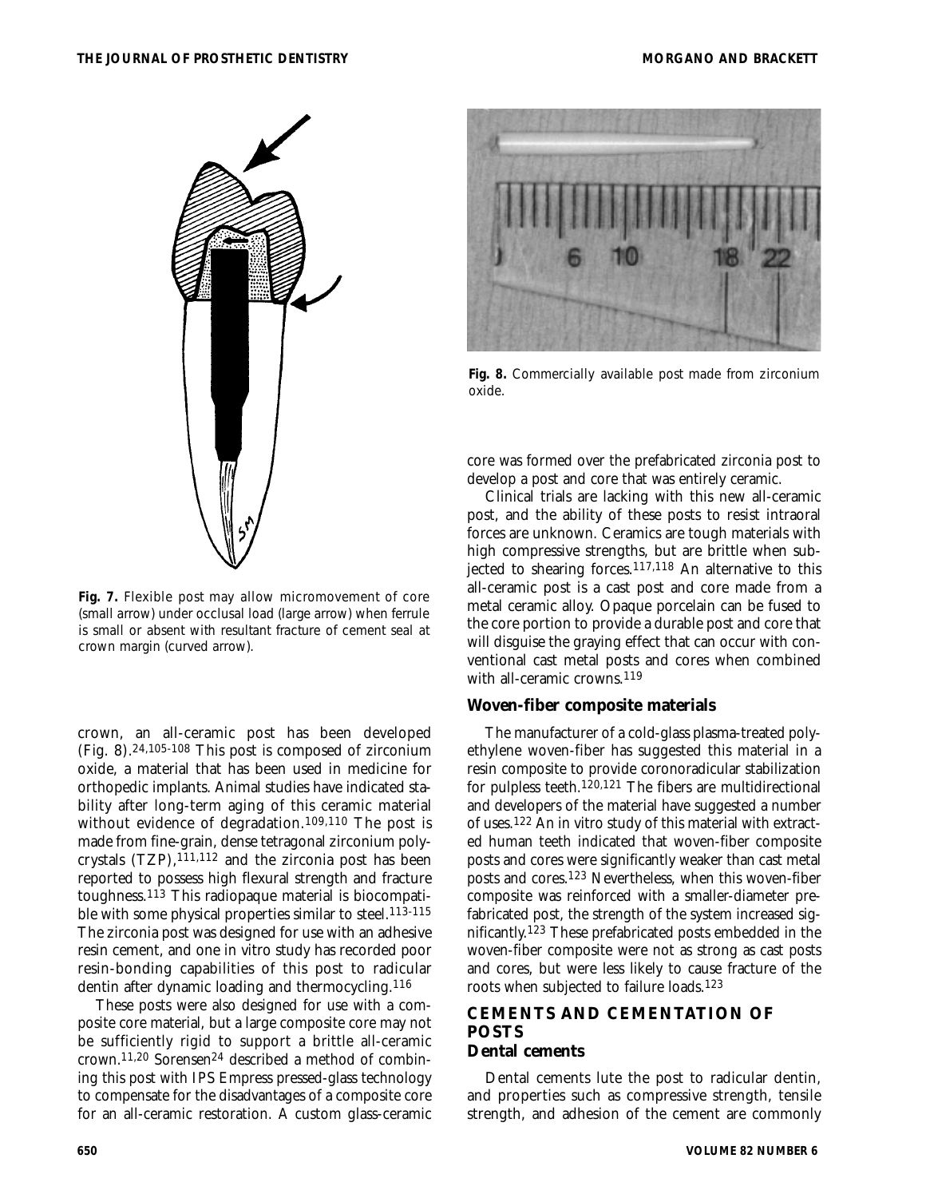Fig. 7. Flexible post may allow micromovement of core (small arrow) under occlusal load (large arrow) when ferrule is small or absent with resultant fracture of cement seal at crown margin (curved arrow).

Fig. 8. Commercially available post made from zirconium oxide.

crown, an all-ceramic post has been developed (Fig. 8).[24,105-108] This post is composed of zirconium oxide, a material that has been used in medicine for orthopedic implants. Animal studies have indicated stability after long-term aging of this ceramic material without evidence of degradation.[109,110] The post is made from fine-grain, dense tetragonal zirconium polycrystals (TZP),[111,112] and the zirconia post has been reported to possess high flexural strength and fracture toughness.[113] This radiopaque material is biocompatible with some physical properties similar to steel.[113-115] The zirconia post was designed for use with an adhesive resin cement, and one in vitro study has recorded poor resin-bonding capabilities of this post to radicular dentin after dynamic loading and thermocycling.[116]

These posts were also designed for use with a composite core material, but a large composite core may not be sufficiently rigid to support a brittle all-ceramic crown.[11,20] Sorensen[24] described a method of combining this post with IPS Empress pressed-glass technology to compensate for the disadvantages of a composite core for an all-ceramic restoration. A custom glass-ceramic core was formed over the prefabricated zirconia post to develop a post and core that was entirely ceramic.

Clinical trials are lacking with this new all-ceramic post, and the ability of these posts to resist intraoral forces are unknown. Ceramics are tough materials with high compressive strengths, but are brittle when subjected to shearing forces.[117,118] An alternative to this all-ceramic post is a cast post and core made from a metal ceramic alloy. Opaque porcelain can be fused to the core portion to provide a durable post and core that will disguise the graying effect that can occur with conventional cast metal posts and cores when combined with all-ceramic crowns.[119]

### Woven-fiber composite materials

The manufacturer of a cold-glass plasma-treated polyethylene woven-fiber has suggested this material in a resin composite to provide coronoradicular stabilization for pulpless teeth.[120,121] The fibers are multidirectional and developers of the material have suggested a number of uses.[122] An in vitro study of this material with extracted human teeth indicated that woven-fiber composite posts and cores were significantly weaker than cast metal posts and cores.[123] Nevertheless, when this woven-fiber composite was reinforced with a smaller-diameter prefabricated post, the strength of the system increased significantly.[123] These prefabricated posts embedded in the woven-fiber composite were not as strong as cast posts and cores, but were less likely to cause fracture of the roots when subjected to failure loads.[123]

## CEMENTS AND CEMENTATION OF POSTS

### Dental cements

Dental cements lute the post to radicular dentin, and properties such as compressive strength, tensile strength, and adhesion of the cement are commonly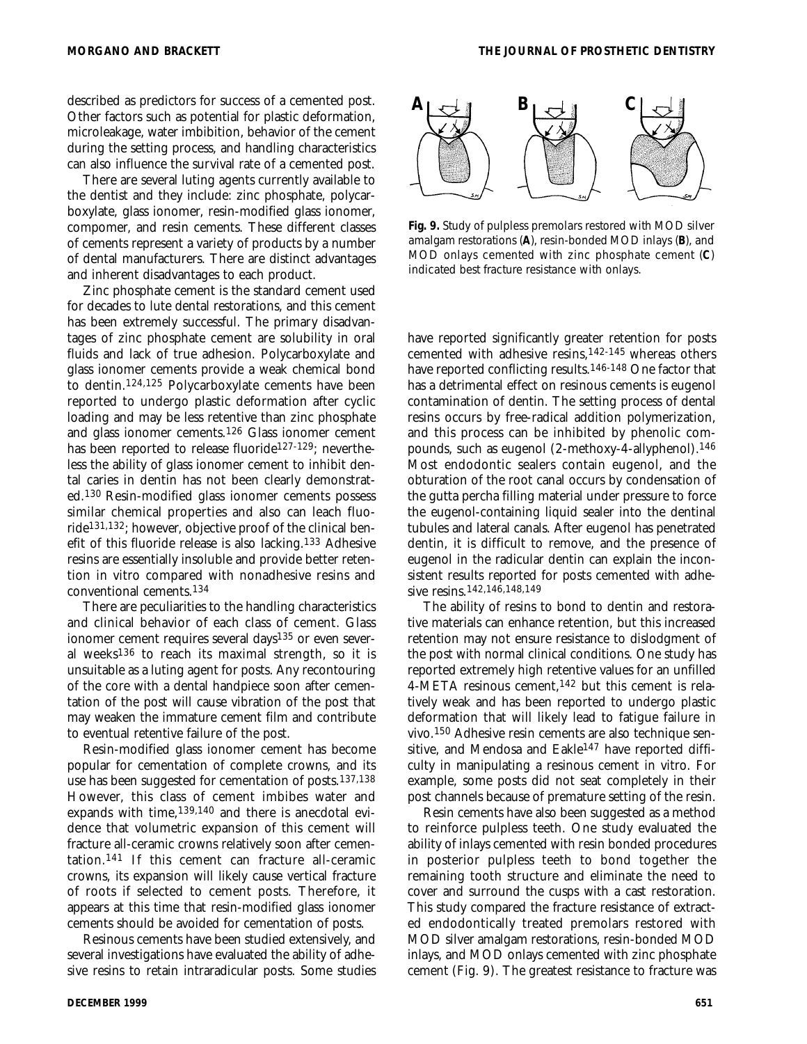described as predictors for success of a cemented post. Other factors such as potential for plastic deformation, microleakage, water imbibition, behavior of the cement during the setting process, and handling characteristics can also influence the survival rate of a cemented post.

There are several luting agents currently available to the dentist and they include: zinc phosphate, polycarboxylate, glass ionomer, resin-modified glass ionomer, compomer, and resin cements. These different classes of cements represent a variety of products by a number of dental manufacturers. There are distinct advantages and inherent disadvantages to each product.

Zinc phosphate cement is the standard cement used for decades to lute dental restorations, and this cement has been extremely successful. The primary disadvantages of zinc phosphate cement are solubility in oral fluids and lack of true adhesion. Polycarboxylate and glass ionomer cements provide a weak chemical bond to dentin.[124,125] Polycarboxylate cements have been reported to undergo plastic deformation after cyclic loading and may be less retentive than zinc phosphate and glass ionomer cements.[126] Glass ionomer cement has been reported to release fluoride[127-129]; nevertheless the ability of glass ionomer cement to inhibit dental caries in dentin has not been clearly demonstrated.[130] Resin-modified glass ionomer cements possess similar chemical properties and also can leach fluoride[131,132]; however, objective proof of the clinical benefit of this fluoride release is also lacking.[133] Adhesive resins are essentially insoluble and provide better retention in vitro compared with nonadhesive resins and conventional cements.[134]

There are peculiarities to the handling characteristics and clinical behavior of each class of cement. Glass ionomer cement requires several days[135] or even several weeks[136] to reach its maximal strength, so it is unsuitable as a luting agent for posts. Any recontouring of the core with a dental handpiece soon after cementation of the post will cause vibration of the post that may weaken the immature cement film and contribute to eventual retentive failure of the post.

Resin-modified glass ionomer cement has become popular for cementation of complete crowns, and its use has been suggested for cementation of posts.[137,138] However, this class of cement imbibes water and expands with time,[139,140] and there is anecdotal evidence that volumetric expansion of this cement will fracture all-ceramic crowns relatively soon after cementation.[141] If this cement can fracture all-ceramic crowns, its expansion will likely cause vertical fracture of roots if selected to cement posts. Therefore, it appears at this time that resin-modified glass ionomer cements should be avoided for cementation of posts.

Resinous cements have been studied extensively, and several investigations have evaluated the ability of adhesive resins to retain intraradicular posts. Some studies have reported significantly greater retention for posts cemented with adhesive resins,[142-145] whereas others have reported conflicting results.[146-148] One factor that has a detrimental effect on resinous cements is eugenol contamination of dentin. The setting process of dental resins occurs by free-radical addition polymerization, and this process can be inhibited by phenolic compounds, such as eugenol (2-methoxy-4-allyphenol).[146] Most endodontic sealers contain eugenol, and the obturation of the root canal occurs by condensation of the gutta percha filling material under pressure to force the eugenol-containing liquid sealer into the dentinal tubules and lateral canals. After eugenol has penetrated dentin, it is difficult to remove, and the presence of eugenol in the radicular dentin can explain the inconsistent results reported for posts cemented with adhesive resins.[142,146,148,149]

**Fig. 9.** Study of pulpless premolars restored with MOD silver amalgam restorations (**A**), resin-bonded MOD inlays (**B**), and MOD onlays cemented with zinc phosphate cement (**C**) indicated best fracture resistance with onlays.

The ability of resins to bond to dentin and restorative materials can enhance retention, but this increased retention may not ensure resistance to dislodgment of the post with normal clinical conditions. One study has reported extremely high retentive values for an unfilled 4-META resinous cement,[142] but this cement is relatively weak and has been reported to undergo plastic deformation that will likely lead to fatigue failure in vivo.[150] Adhesive resin cements are also technique sensitive, and Mendosa and Eakle[147] have reported difficulty in manipulating a resinous cement in vitro. For example, some posts did not seat completely in their post channels because of premature setting of the resin.

Resin cements have also been suggested as a method to reinforce pulpless teeth. One study evaluated the ability of inlays cemented with resin bonded procedures in posterior pulpless teeth to bond together the remaining tooth structure and eliminate the need to cover and surround the cusps with a cast restoration. This study compared the fracture resistance of extracted endodontically treated premolars restored with MOD silver amalgam restorations, resin-bonded MOD inlays, and MOD onlays cemented with zinc phosphate cement (Fig. 9). The greatest resistance to fracture was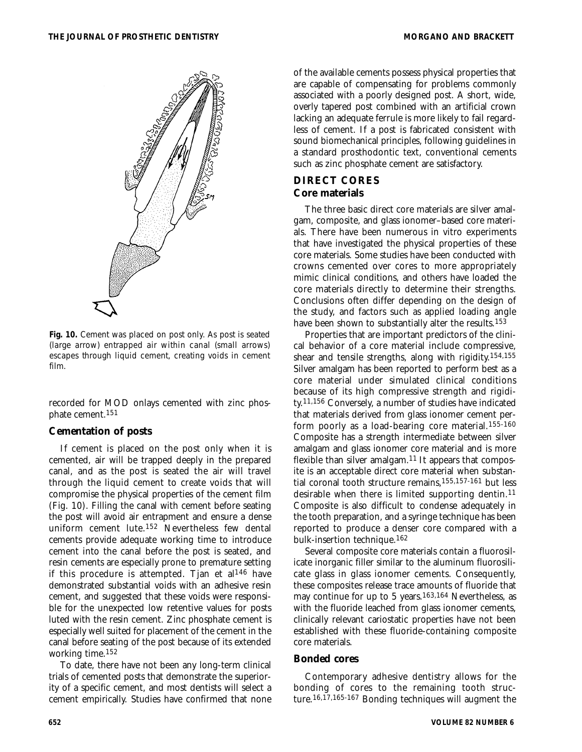**Fig. 10.** Cement was placed on post only. As post is seated (large arrow) entrapped air within canal (small arrows) escapes through liquid cement, creating voids in cement film.

recorded for MOD onlays cemented with zinc phosphate cement.[151]

### Cementation of posts

If cement is placed on the post only when it is cemented, air will be trapped deeply in the prepared canal, and as the post is seated the air will travel through the liquid cement to create voids that will compromise the physical properties of the cement film (Fig. 10). Filling the canal with cement before seating the post will avoid air entrapment and ensure a dense uniform cement lute.[152] Nevertheless few dental cements provide adequate working time to introduce cement into the canal before the post is seated, and resin cements are especially prone to premature setting if this procedure is attempted. Tjan et al[146] have demonstrated substantial voids with an adhesive resin cement, and suggested that these voids were responsible for the unexpected low retentive values for posts luted with the resin cement. Zinc phosphate cement is especially well suited for placement of the cement in the canal before seating of the post because of its extended working time.[152]

To date, there have not been any long-term clinical trials of cemented posts that demonstrate the superiority of a specific cement, and most dentists will select a cement empirically. Studies have confirmed that none of the available cements possess physical properties that are capable of compensating for problems commonly associated with a poorly designed post. A short, wide, overly tapered post combined with an artificial crown lacking an adequate ferrule is more likely to fail regardless of cement. If a post is fabricated consistent with sound biomechanical principles, following guidelines in a standard prosthodontic text, conventional cements such as zinc phosphate cement are satisfactory.

## DIRECT CORES

### Core materials

The three basic direct core materials are silver amalgam, composite, and glass ionomer–based core materials. There have been numerous in vitro experiments that have investigated the physical properties of these core materials. Some studies have been conducted with crowns cemented over cores to more appropriately mimic clinical conditions, and others have loaded the core materials directly to determine their strengths. Conclusions often differ depending on the design of the study, and factors such as applied loading angle have been shown to substantially alter the results.[153]

Properties that are important predictors of the clinical behavior of a core material include compressive, shear and tensile strengths, along with rigidity.[154,155] Silver amalgam has been reported to perform best as a core material under simulated clinical conditions because of its high compressive strength and rigidity.[11,156] Conversely, a number of studies have indicated that materials derived from glass ionomer cement perform poorly as a load-bearing core material.[155-160] Composite has a strength intermediate between silver amalgam and glass ionomer core material and is more flexible than silver amalgam.[11] It appears that composite is an acceptable direct core material when substantial coronal tooth structure remains,[155,157-161] but less desirable when there is limited supporting dentin.[11] Composite is also difficult to condense adequately in the tooth preparation, and a syringe technique has been reported to produce a denser core compared with a bulk-insertion technique.[162]

Several composite core materials contain a fluorosilicate inorganic filler similar to the aluminum fluorosilicate glass in glass ionomer cements. Consequently, these composites release trace amounts of fluoride that may continue for up to 5 years.[163,164] Nevertheless, as with the fluoride leached from glass ionomer cements, clinically relevant cariostatic properties have not been established with these fluoride-containing composite core materials.

### Bonded cores

Contemporary adhesive dentistry allows for the bonding of cores to the remaining tooth structure.[16,17,165-167] Bonding techniques will augment the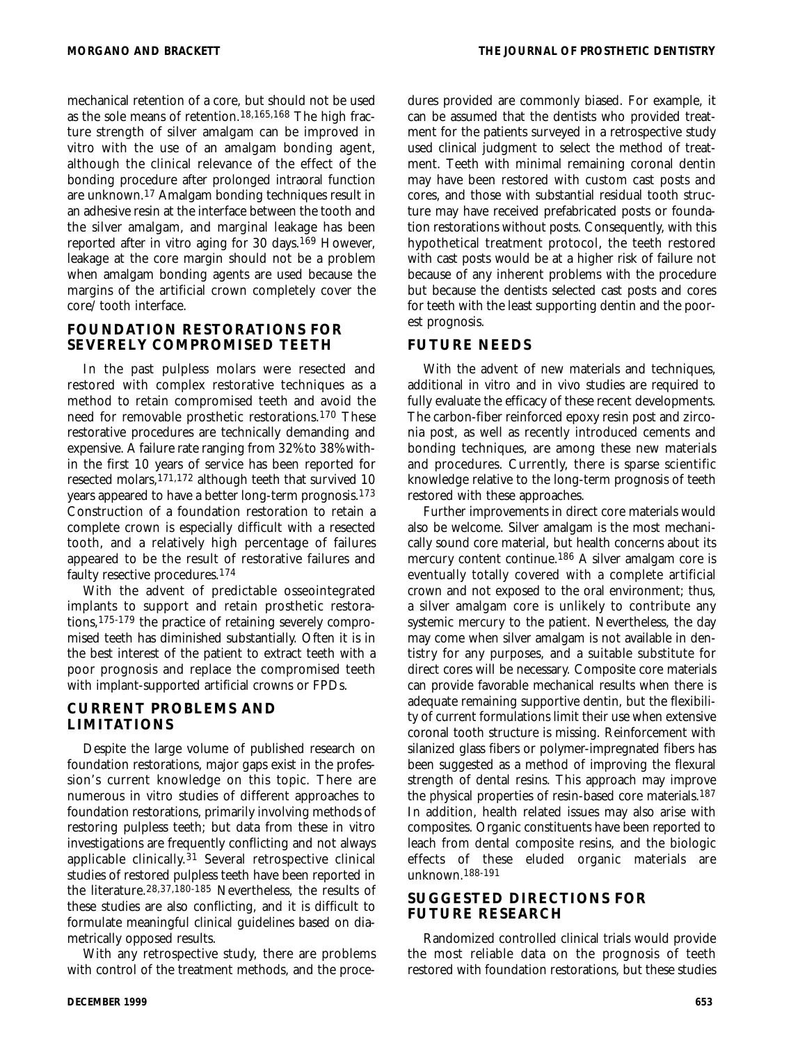mechanical retention of a core, but should not be used as the sole means of retention.[18,165,168] The high fracture strength of silver amalgam can be improved in vitro with the use of an amalgam bonding agent, although the clinical relevance of the effect of the bonding procedure after prolonged intraoral function are unknown.[17] Amalgam bonding techniques result in an adhesive resin at the interface between the tooth and the silver amalgam, and marginal leakage has been reported after in vitro aging for 30 days.[169] However, leakage at the core margin should not be a problem when amalgam bonding agents are used because the margins of the artificial crown completely cover the core/tooth interface.

## FOUNDATION RESTORATIONS FOR SEVERELY COMPROMISED TEETH

In the past pulpless molars were resected and restored with complex restorative techniques as a method to retain compromised teeth and avoid the need for removable prosthetic restorations.[170] These restorative procedures are technically demanding and expensive. A failure rate ranging from 32% to 38% within the first 10 years of service has been reported for resected molars,[171,172] although teeth that survived 10 years appeared to have a better long-term prognosis.[173] Construction of a foundation restoration to retain a complete crown is especially difficult with a resected tooth, and a relatively high percentage of failures appeared to be the result of restorative failures and faulty resective procedures.[174]

With the advent of predictable osseointegrated implants to support and retain prosthetic restorations,[175-179] the practice of retaining severely compromised teeth has diminished substantially. Often it is in the best interest of the patient to extract teeth with a poor prognosis and replace the compromised teeth with implant-supported artificial crowns or FPDs.

## CURRENT PROBLEMS AND LIMITATIONS

Despite the large volume of published research on foundation restorations, major gaps exist in the profession's current knowledge on this topic. There are numerous in vitro studies of different approaches to foundation restorations, primarily involving methods of restoring pulpless teeth; but data from these in vitro investigations are frequently conflicting and not always applicable clinically.[31] Several retrospective clinical studies of restored pulpless teeth have been reported in the literature.[28,37,180-185] Nevertheless, the results of these studies are also conflicting, and it is difficult to formulate meaningful clinical guidelines based on diametrically opposed results.

With any retrospective study, there are problems with control of the treatment methods, and the procedures provided are commonly biased. For example, it can be assumed that the dentists who provided treatment for the patients surveyed in a retrospective study used clinical judgment to select the method of treatment. Teeth with minimal remaining coronal dentin may have been restored with custom cast posts and cores, and those with substantial residual tooth structure may have received prefabricated posts or foundation restorations without posts. Consequently, with this hypothetical treatment protocol, the teeth restored with cast posts would be at a higher risk of failure not because of any inherent problems with the procedure but because the dentists selected cast posts and cores for teeth with the least supporting dentin and the poorest prognosis.

## FUTURE NEEDS

With the advent of new materials and techniques, additional in vitro and in vivo studies are required to fully evaluate the efficacy of these recent developments. The carbon-fiber reinforced epoxy resin post and zirconia post, as well as recently introduced cements and bonding techniques, are among these new materials and procedures. Currently, there is sparse scientific knowledge relative to the long-term prognosis of teeth restored with these approaches.

Further improvements in direct core materials would also be welcome. Silver amalgam is the most mechanically sound core material, but health concerns about its mercury content continue.[186] A silver amalgam core is eventually totally covered with a complete artificial crown and not exposed to the oral environment; thus, a silver amalgam core is unlikely to contribute any systemic mercury to the patient. Nevertheless, the day may come when silver amalgam is not available in dentistry for any purposes, and a suitable substitute for direct cores will be necessary. Composite core materials can provide favorable mechanical results when there is adequate remaining supportive dentin, but the flexibility of current formulations limit their use when extensive coronal tooth structure is missing. Reinforcement with silanized glass fibers or polymer-impregnated fibers has been suggested as a method of improving the flexural strength of dental resins. This approach may improve the physical properties of resin-based core materials.[187] In addition, health related issues may also arise with composites. Organic constituents have been reported to leach from dental composite resins, and the biologic effects of these eluded organic materials are unknown.[188-191]

## SUGGESTED DIRECTIONS FOR FUTURE RESEARCH

Randomized controlled clinical trials would provide the most reliable data on the prognosis of teeth restored with foundation restorations, but these studies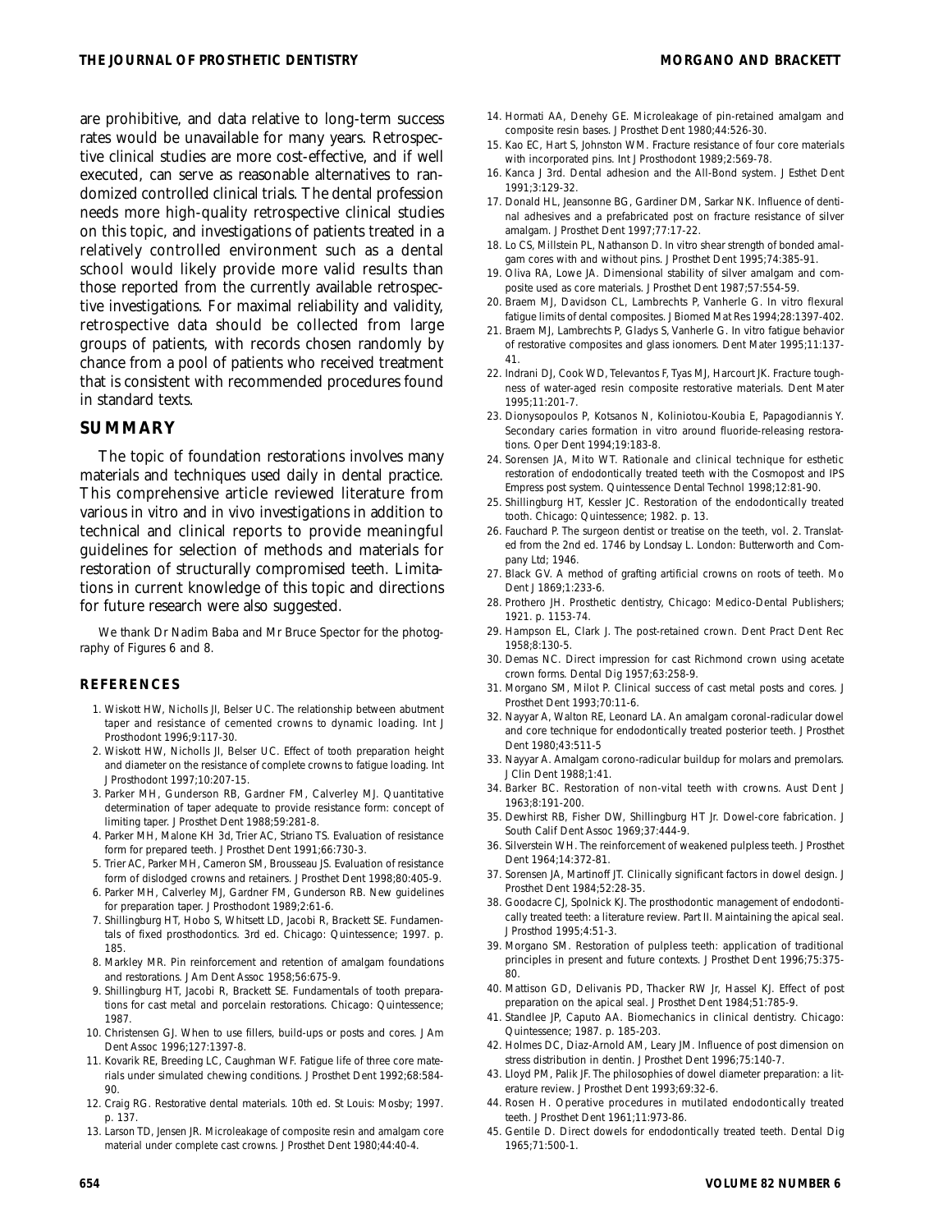are prohibitive, and data relative to long-term success rates would be unavailable for many years. Retrospective clinical studies are more cost-effective, and if well executed, can serve as reasonable alternatives to randomized controlled clinical trials. The dental profession needs more high-quality retrospective clinical studies on this topic, and investigations of patients treated in a relatively controlled environment such as a dental school would likely provide more valid results than those reported from the currently available retrospective investigations. For maximal reliability and validity, retrospective data should be collected from large groups of patients, with records chosen randomly by chance from a pool of patients who received treatment that is consistent with recommended procedures found in standard texts.

## SUMMARY

The topic of foundation restorations involves many materials and techniques used daily in dental practice. This comprehensive article reviewed literature from various in vitro and in vivo investigations in addition to technical and clinical reports to provide meaningful guidelines for selection of methods and materials for restoration of structurally compromised teeth. Limitations in current knowledge of this topic and directions for future research were also suggested.

We thank Dr Nadim Baba and Mr Bruce Spector for the photography of Figures 6 and 8.

## REFERENCES

1. Wiskott HW, Nicholls JI, Belser UC. The relationship between abutment taper and resistance of cemented crowns to dynamic loading. Int J Prosthodont 1996;9:117-30.
2. Wiskott HW, Nicholls JI, Belser UC. Effect of tooth preparation height and diameter on the resistance of complete crowns to fatigue loading. Int J Prosthodont 1997;10:207-15.
3. Parker MH, Gunderson RB, Gardner FM, Calverley MJ. Quantitative determination of taper adequate to provide resistance form: concept of limiting taper. J Prosthet Dent 1988;59:281-8.
4. Parker MH, Malone KH 3d, Trier AC, Striano TS. Evaluation of resistance form for prepared teeth. J Prosthet Dent 1991;66:730-3.
5. Trier AC, Parker MH, Cameron SM, Brousseau JS. Evaluation of resistance form of dislodged crowns and retainers. J Prosthet Dent 1998;80:405-9.
6. Parker MH, Calverley MJ, Gardner FM, Gunderson RB. New guidelines for preparation taper. J Prosthodont 1993;2:61-6.
7. Shillingburg HT, Hobo S, Whitsett LD, Jacobi R, Brackett SE. Fundamentals of fixed prosthodontics. 3rd ed. Chicago: Quintessence; 1997. p. 185.
8. Markley MR. Pin reinforcement and retention of amalgam foundations and restorations. J Am Dent Assoc 1958;56:675-9.
9. Shillingburg HT, Jacobi R, Brackett SE. Fundamentals of tooth preparations for cast metal and porcelain restorations. Chicago: Quintessence; 1987.
10. Christensen GJ. When to use fillers, build-ups or posts and cores. J Am Dent Assoc 1996;127:1397-8.
11. Kovarik RE, Breeding LC, Caughman WF. Fatigue life of three core materials under simulated chewing conditions. J Prosthet Dent 1992;68:584-90.
12. Craig RG. Restorative dental materials. 10th ed. St Louis: Mosby; 1997. p. 137.
13. Larson TD, Jensen JR. Microleakage of composite resin and amalgam core material under complete cast crowns. J Prosthet Dent 1980;44:40-4.
14. Hormati AA, Denehy GE. Microleakage of pin-retained amalgam and composite resin bases. J Prosthet Dent 1980;44:526-30.
15. Kao EC, Hart S, Johnston WM. Fracture resistance of four core materials with incorporated pins. Int J Prosthodont 1989;2:569-78.
16. Kanca J 3rd. Dental adhesion and the All-Bond system. J Esthet Dent 1991;3:129-32.
17. Donald HL, Jeansonne BG, Gardiner DM, Sarkar NK. Influence of dentinal adhesives and a prefabricated post on fracture resistance of silver amalgam. J Prosthet Dent 1997;77:17-22.
18. Lo CS, Millstein PL, Nathanson D. In vitro shear strength of bonded amalgam cores with and without pins. J Prosthet Dent 1995;74:385-91.
19. Oliva RA, Lowe JA. Dimensional stability of silver amalgam and composite used as core materials. J Prosthet Dent 1987;57:554-59.
20. Braem MJ, Davidson CL, Lambrechts P, Vanherle G. In vitro flexural fatigue limits of dental composites. J Biomed Mat Res 1994;28:1397-402.
21. Braem MJ, Lambrechts P, Gladys S, Vanherle G. In vitro fatigue behavior of restorative composites and glass ionomers. Dent Mater 1995;11:137-41.
22. Indrani DJ, Cook WD, Televantos F, Tyas MJ, Harcourt JK. Fracture toughness of water-aged resin composite restorative materials. Dent Mater 1995;11:201-7.
23. Dionysopoulos P, Kotsanos N, Koliniotou-Koubia E, Papagodiannis Y. Secondary caries formation in vitro around fluoride-releasing restorations. Oper Dent 1994;19:183-8.
24. Sorensen JA, Mito WT. Rationale and clinical technique for esthetic restoration of endodontically treated teeth with the Cosmopost and IPS Empress post system. Quintessence Dental Technol 1998;12:81-90.
25. Shillingburg HT, Kessler JC. Restoration of the endodontically treated tooth. Chicago: Quintessence; 1982. p. 13.
26. Fauchard P. The surgeon dentist or treatise on the teeth, vol. 2. Translated from the 2nd ed. 1746 by Londsay L. London: Butterworth and Company Ltd; 1946.
27. Black GV. A method of grafting artificial crowns on roots of teeth. Mo Dent J 1869;1:233-6.
28. Prothero JH. Prosthetic dentistry, Chicago: Medico-Dental Publishers; 1921. p. 1153-74.
29. Hampson EL, Clark J. The post-retained crown. Dent Pract Dent Rec 1958;8:130-5.
30. Demas NC. Direct impression for cast Richmond crown using acetate crown forms. Dental Dig 1957;63:258-9.
31. Morgano SM, Milot P. Clinical success of cast metal posts and cores. J Prosthet Dent 1993;70:11-6.
32. Nayyar A, Walton RE, Leonard LA. An amalgam coronal-radicular dowel and core technique for endodontically treated posterior teeth. J Prosthet Dent 1980;43:511-5
33. Nayyar A. Amalgam corono-radicular buildup for molars and premolars. J Clin Dent 1988;1:41.
34. Barker BC. Restoration of non-vital teeth with crowns. Aust Dent J 1963;8:191-200.
35. Dewhirst RB, Fisher DW, Shillingburg HT Jr. Dowel-core fabrication. J South Calif Dent Assoc 1969;37:444-9.
36. Silverstein WH. The reinforcement of weakened pulpless teeth. J Prosthet Dent 1964;14:372-81.
37. Sorensen JA, Martinoff JT. Clinically significant factors in dowel design. J Prosthet Dent 1984;52:28-35.
38. Goodacre CJ, Spolnick KJ. The prosthodontic management of endodontically treated teeth: a literature review. Part II. Maintaining the apical seal. J Prosthod 1995;4:51-3.
39. Morgano SM. Restoration of pulpless teeth: application of traditional principles in present and future contexts. J Prosthet Dent 1996;75:375-80.
40. Mattison GD, Delivanis PD, Thacker RW Jr, Hassel KJ. Effect of post preparation on the apical seal. J Prosthet Dent 1984;51:785-9.
41. Standlee JP, Caputo AA. Biomechanics in clinical dentistry. Chicago: Quintessence; 1987. p. 185-203.
42. Holmes DC, Diaz-Arnold AM, Leary JM. Influence of post dimension on stress distribution in dentin. J Prosthet Dent 1996;75:140-7.
43. Lloyd PM, Palik JF. The philosophies of dowel diameter preparation: a literature review. J Prosthet Dent 1993;69:32-6.
44. Rosen H. Operative procedures in mutilated endodontically treated teeth. J Prosthet Dent 1961;11:973-86.
45. Gentile D. Direct dowels for endodontically treated teeth. Dental Dig 1965;71:500-1.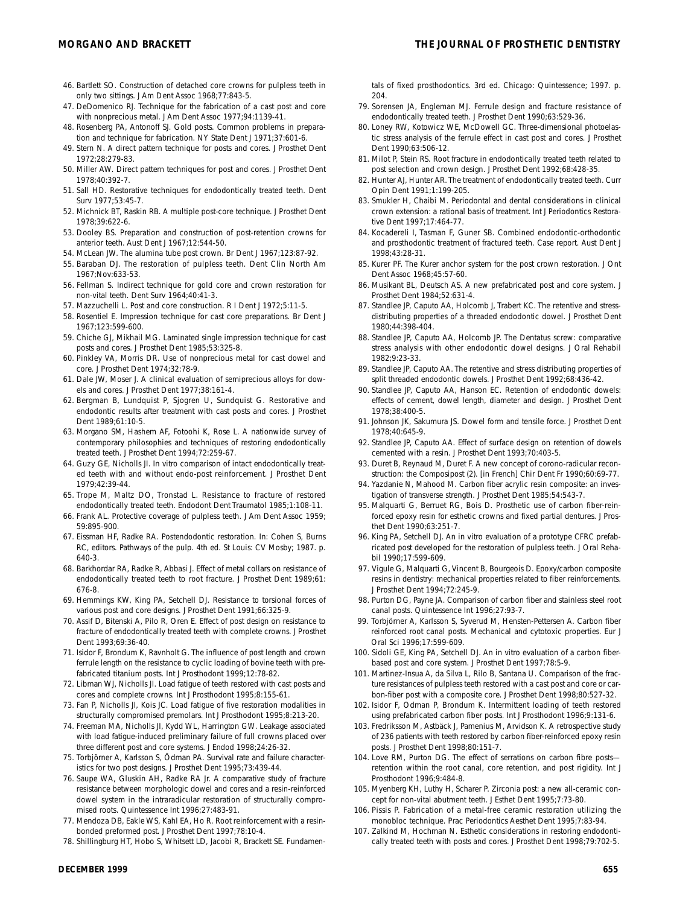46. Bartlett SO. Construction of detached core crowns for pulpless teeth in only two sittings. J Am Dent Assoc 1968;77:843-5.
47. DeDomenico RJ. Technique for the fabrication of a cast post and core with nonprecious metal. J Am Dent Assoc 1977;94:1139-41.
48. Rosenberg PA, Antonoff SJ. Gold posts. Common problems in preparation and technique for fabrication. NY State Dent J 1971;37:601-6.
49. Stern N. A direct pattern technique for posts and cores. J Prosthet Dent 1972;28:279-83.
50. Miller AW. Direct pattern techniques for post and cores. J Prosthet Dent 1978;40:392-7.
51. Sall HD. Restorative techniques for endodontically treated teeth. Dent Surv 1977;53:45-7.
52. Michnick BT, Raskin RB. A multiple post-core technique. J Prosthet Dent 1978;39:622-6.
53. Dooley BS. Preparation and construction of post-retention crowns for anterior teeth. Aust Dent J 1967;12:544-50.
54. McLean JW. The alumina tube post crown. Br Dent J 1967;123:87-92.
55. Baraban DJ. The restoration of pulpless teeth. Dent Clin North Am 1967;Nov:633-53.
56. Fellman S. Indirect technique for gold core and crown restoration for non-vital teeth. Dent Surv 1964;40:41-3.
57. Mazzuchelli L. Post and core construction. R I Dent J 1972;5:11-5.
58. Rosentiel E. Impression technique for cast core preparations. Br Dent J 1967;123:599-600.
59. Chiche GJ, Mikhail MG. Laminated single impression technique for cast posts and cores. J Prosthet Dent 1985;53:325-8.
60. Pinkley VA, Morris DR. Use of nonprecious metal for cast dowel and core. J Prosthet Dent 1974;32:78-9.
61. Dale JW, Moser J. A clinical evaluation of semiprecious alloys for dowels and cores. J Prosthet Dent 1977;38:161-4.
62. Bergman B, Lundquist P, Sjogren U, Sundquist G. Restorative and endodontic results after treatment with cast posts and cores. J Prosthet Dent 1989;61:10-5.
63. Morgano SM, Hashem AF, Fotoohi K, Rose L. A nationwide survey of contemporary philosophies and techniques of restoring endodontically treated teeth. J Prosthet Dent 1994;72:259-67.
64. Guzy GE, Nicholls JI. In vitro comparison of intact endodontically treated teeth with and without endo-post reinforcement. J Prosthet Dent 1979;42:39-44.
65. Trope M, Maltz DO, Tronstad L. Resistance to fracture of restored endodontically treated teeth. Endodont Dent Traumatol 1985;1:108-11.
66. Frank AL. Protective coverage of pulpless teeth. J Am Dent Assoc 1959; 59:895-900.
67. Eissman HF, Radke RA. Postendodontic restoration. In: Cohen S, Burns RC, editors. Pathways of the pulp. 4th ed. St Louis: CV Mosby; 1987. p. 640-3.
68. Barkhordar RA, Radke R, Abbasi J. Effect of metal collars on resistance of endodontically treated teeth to root fracture. J Prosthet Dent 1989;61: 676-8.
69. Hemmings KW, King PA, Setchell DJ. Resistance to torsional forces of various post and core designs. J Prosthet Dent 1991;66:325-9.
70. Assif D, Bitenski A, Pilo R, Oren E. Effect of post design on resistance to fracture of endodontically treated teeth with complete crowns. J Prosthet Dent 1993;69:36-40.
71. Isidor F, Brondum K, Ravnholt G. The influence of post length and crown ferrule length on the resistance to cyclic loading of bovine teeth with prefabricated titanium posts. Int J Prosthodont 1999;12:78-82.
72. Libman WJ, Nicholls JI. Load fatigue of teeth restored with cast posts and cores and complete crowns. Int J Prosthodont 1995;8:155-61.
73. Fan P, Nicholls JI, Kois JC. Load fatigue of five restoration modalities in structurally compromised premolars. Int J Prosthodont 1995;8:213-20.
74. Freeman MA, Nicholls JI, Kydd WL, Harrington GW. Leakage associated with load fatigue-induced preliminary failure of full crowns placed over three different post and core systems. J Endod 1998;24:26-32.
75. Torbjörner A, Karlsson S, Ödman PA. Survival rate and failure characteristics for two post designs. J Prosthet Dent 1995;73:439-44.
76. Saupe WA, Gluskin AH, Radke RA Jr. A comparative study of fracture resistance between morphologic dowel and cores and a resin-reinforced dowel system in the intraradicular restoration of structurally compromised roots. Quintessence Int 1996;27:483-91.
77. Mendoza DB, Eakle WS, Kahl EA, Ho R. Root reinforcement with a resin-bonded preformed post. J Prosthet Dent 1997;78:10-4.
78. Shillingburg HT, Hobo S, Whitsett LD, Jacobi R, Brackett SE. Fundamentals of fixed prosthodontics. 3rd ed. Chicago: Quintessence; 1997. p. 204.
79. Sorensen JA, Engleman MJ. Ferrule design and fracture resistance of endodontically treated teeth. J Prosthet Dent 1990;63:529-36.
80. Loney RW, Kotowicz WE, McDowell GC. Three-dimensional photoelastic stress analysis of the ferrule effect in cast post and cores. J Prosthet Dent 1990;63:506-12.
81. Milot P, Stein RS. Root fracture in endodontically treated teeth related to post selection and crown design. J Prosthet Dent 1992;68:428-35.
82. Hunter AJ, Hunter AR. The treatment of endodontically treated teeth. Curr Opin Dent 1991;1:199-205.
83. Smukler H, Chaibi M. Periodontal and dental considerations in clinical crown extension: a rational basis of treatment. Int J Periodontics Restorative Dent 1997;17:464-77.
84. Kocadereli I, Tasman F, Guner SB. Combined endodontic-orthodontic and prosthodontic treatment of fractured teeth. Case report. Aust Dent J 1998;43:28-31.
85. Kurer PF. The Kurer anchor system for the post crown restoration. J Ont Dent Assoc 1968;45:57-60.
86. Musikant BL, Deutsch AS. A new prefabricated post and core system. J Prosthet Dent 1984;52:631-4.
87. Standlee JP, Caputo AA, Holcomb J, Trabert KC. The retentive and stress-distributing properties of a threaded endodontic dowel. J Prosthet Dent 1980;44:398-404.
88. Standlee JP, Caputo AA, Holcomb JP. The Dentatus screw: comparative stress analysis with other endodontic dowel designs. J Oral Rehabil 1982;9:23-33.
89. Standlee JP, Caputo AA. The retentive and stress distributing properties of split threaded endodontic dowels. J Prosthet Dent 1992;68:436-42.
90. Standlee JP, Caputo AA, Hanson EC. Retention of endodontic dowels: effects of cement, dowel length, diameter and design. J Prosthet Dent 1978;38:400-5.
91. Johnson JK, Sakumura JS. Dowel form and tensile force. J Prosthet Dent 1978;40:645-9.
92. Standlee JP, Caputo AA. Effect of surface design on retention of dowels cemented with a resin. J Prosthet Dent 1993;70:403-5.
93. Duret B, Reynaud M, Duret F. A new concept of corono-radicular reconstruction: the Composipost (2). [in French] Chir Dent Fr 1990;60:69-77.
94. Yazdanie N, Mahood M. Carbon fiber acrylic resin composite: an investigation of transverse strength. J Prosthet Dent 1985;54:543-7.
95. Malquarti G, Berruet RG, Bois D. Prosthetic use of carbon fiber-reinforced epoxy resin for esthetic crowns and fixed partial dentures. J Prosthet Dent 1990;63:251-7.
96. King PA, Setchell DJ. An in vitro evaluation of a prototype CFRC prefabricated post developed for the restoration of pulpless teeth. J Oral Rehabil 1990;17:599-609.
97. Vigule G, Malquarti G, Vincent B, Bourgeois D. Epoxy/carbon composite resins in dentistry: mechanical properties related to fiber reinforcements. J Prosthet Dent 1994;72:245-9.
98. Purton DG, Payne JA. Comparison of carbon fiber and stainless steel root canal posts. Quintessence Int 1996;27:93-7.
99. Torbjörner A, Karlsson S, Syverud M, Hensten-Pettersen A. Carbon fiber reinforced root canal posts. Mechanical and cytotoxic properties. Eur J Oral Sci 1996;17:599-609.
100. Sidoli GE, King PA, Setchell DJ. An in vitro evaluation of a carbon fiber-based post and core system. J Prosthet Dent 1997;78:5-9.
101. Martinez-Insua A, da Silva L, Rilo B, Santana U. Comparison of the fracture resistances of pulpless teeth restored with a cast post and core or carbon-fiber post with a composite core. J Prosthet Dent 1998;80:527-32.
102. Isidor F, Odman P, Brondum K. Intermittent loading of teeth restored using prefabricated carbon fiber posts. Int J Prosthodont 1996;9:131-6.
103. Fredriksson M, Astbäck J, Pamenius M, Arvidson K. A retrospective study of 236 patients with teeth restored by carbon fiber-reinforced epoxy resin posts. J Prosthet Dent 1998;80:151-7.
104. Love RM, Purton DG. The effect of serrations on carbon fibre posts—retention within the root canal, core retention, and post rigidity. Int J Prosthodont 1996;9:484-8.
105. Myenberg KH, Luthy H, Scharer P. Zirconia post: a new all-ceramic concept for non-vital abutment teeth. J Esthet Dent 1995;7:73-80.
106. Pissis P. Fabrication of a metal-free ceramic restoration utilizing the monobloc technique. Prac Periodontics Aesthet Dent 1995;7:83-94.
107. Zalkind M, Hochman N. Esthetic considerations in restoring endodontically treated teeth with posts and cores. J Prosthet Dent 1998;79:702-5.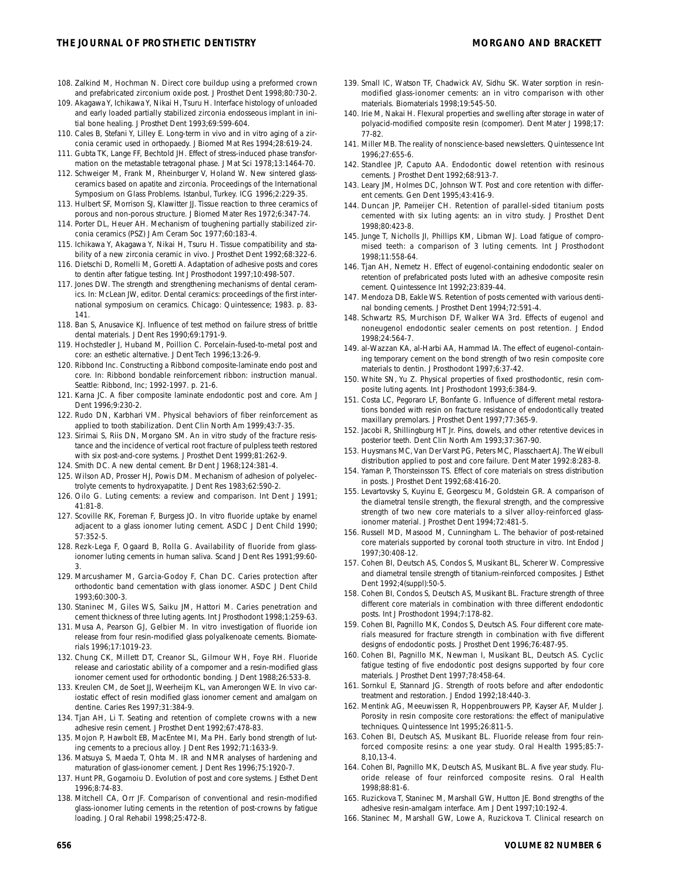108. Zalkind M, Hochman N. Direct core buildup using a preformed crown and prefabricated zirconium oxide post. J Prosthet Dent 1998;80:730-2.
109. Akagawa Y, Ichikawa Y, Nikai H, Tsuru H. Interface histology of unloaded and early loaded partially stabilized zirconia endosseous implant in initial bone healing. J Prosthet Dent 1993;69:599-604.
110. Cales B, Stefani Y, Lilley E. Long-term in vivo and in vitro aging of a zirconia ceramic used in orthopaedy. J Biomed Mat Res 1994;28:619-24.
111. Gubta TK, Lange FF, Bechtold JH. Effect of stress-induced phase transformation on the metastable tetragonal phase. J Mat Sci 1978;13:1464-70.
112. Schweiger M, Frank M, Rheinburger V, Holand W. New sintered glass-ceramics based on apatite and zirconia. Proceedings of the International Symposium on Glass Problems. Istanbul, Turkey. ICG 1996;2:229-35.
113. Hulbert SF, Morrison SJ, Klawitter JJ. Tissue reaction to three ceramics of porous and non-porous structure. J Biomed Mater Res 1972;6:347-74.
114. Porter DL, Heuer AH. Mechanism of toughening partially stabilized zirconia ceramics (PSZ) J Am Ceram Soc 1977;60:183-4.
115. Ichikawa Y, Akagawa Y, Nikai H, Tsuru H. Tissue compatibility and stability of a new zirconia ceramic in vivo. J Prosthet Dent 1992;68:322-6.
116. Dietschi D, Romelli M, Goretti A. Adaptation of adhesive posts and cores to dentin after fatigue testing. Int J Prosthodont 1997;10:498-507.
117. Jones DW. The strength and strengthening mechanisms of dental ceramics. In: McLean JW, editor. Dental ceramics: proceedings of the first international symposium on ceramics. Chicago: Quintessence; 1983. p. 83-141.
118. Ban S, Anusavice KJ. Influence of test method on failure stress of brittle dental materials. J Dent Res 1990;69:1791-9.
119. Hochstedler J, Huband M, Poillion C. Porcelain-fused-to-metal post and core: an esthetic alternative. J Dent Tech 1996;13:26-9.
120. Ribbond Inc. Constructing a Ribbond composite-laminate endo post and core. In: Ribbond bondable reinforcement ribbon: instruction manual. Seattle: Ribbond, Inc; 1992-1997. p. 21-6.
121. Karna JC. A fiber composite laminate endodontic post and core. Am J Dent 1996;9:230-2.
122. Rudo DN, Karbhari VM. Physical behaviors of fiber reinforcement as applied to tooth stabilization. Dent Clin North Am 1999;43:7-35.
123. Sirimai S, Riis DN, Morgano SM. An in vitro study of the fracture resistance and the incidence of vertical root fracture of pulpless teeth restored with six post-and-core systems. J Prosthet Dent 1999;81:262-9.
124. Smith DC. A new dental cement. Br Dent J 1968;124:381-4.
125. Wilson AD, Prosser HJ, Powis DM. Mechanism of adhesion of polyelectrolyte cements to hydroxyapatite. J Dent Res 1983;62:590-2.
126. Oilo G. Luting cements: a review and comparison. Int Dent J 1991; 41:81-8.
127. Scoville RK, Foreman F, Burgess JO. In vitro fluoride uptake by enamel adjacent to a glass ionomer luting cement. ASDC J Dent Child 1990; 57:352-5.
128. Rezk-Lega F, Ogaard B, Rolla G. Availability of fluoride from glass-ionomer luting cements in human saliva. Scand J Dent Res 1991;99:60-3.
129. Marcushamer M, Garcia-Godoy F, Chan DC. Caries protection after orthodontic band cementation with glass ionomer. ASDC J Dent Child 1993;60:300-3.
130. Staninec M, Giles WS, Saiku JM, Hattori M. Caries penetration and cement thickness of three luting agents. Int J Prosthodont 1998;1:259-63.
131. Musa A, Pearson GJ, Gelbier M. In vitro investigation of fluoride ion release from four resin-modified glass polyalkenoate cements. Biomaterials 1996;17:1019-23.
132. Chung CK, Millett DT, Creanor SL, Gilmour WH, Foye RH. Fluoride release and cariostatic ability of a compomer and a resin-modified glass ionomer cement used for orthodontic bonding. J Dent 1988;26:533-8.
133. Kreulen CM, de Soet JJ, Weerheijm KL, van Amerongen WE. In vivo cariostatic effect of resin modified glass ionomer cement and amalgam on dentine. Caries Res 1997;31:384-9.
134. Tjan AH, Li T. Seating and retention of complete crowns with a new adhesive resin cement. J Prosthet Dent 1992;67:478-83.
135. Mojon P, Hawbolt EB, MacEntee MI, Ma PH. Early bond strength of luting cements to a precious alloy. J Dent Res 1992;71:1633-9.
136. Matsuya S, Maeda T, Ohta M. IR and NMR analyses of hardening and maturation of glass-ionomer cement. J Dent Res 1996;75:1920-7.
137. Hunt PR, Gogarnoiu D. Evolution of post and core systems. J Esthet Dent 1996;8:74-83.
138. Mitchell CA, Orr JF. Comparison of conventional and resin-modified glass-ionomer luting cements in the retention of post-crowns by fatigue loading. J Oral Rehabil 1998;25:472-8.
139. Small IC, Watson TF, Chadwick AV, Sidhu SK. Water sorption in resin-modified glass-ionomer cements: an in vitro comparison with other materials. Biomaterials 1998;19:545-50.
140. Irie M, Nakai H. Flexural properties and swelling after storage in water of polyacid-modified composite resin (compomer). Dent Mater J 1998;17: 77-82.
141. Miller MB. The reality of nonscience-based newsletters. Quintessence Int 1996;27:655-6.
142. Standlee JP, Caputo AA. Endodontic dowel retention with resinous cements. J Prosthet Dent 1992;68:913-7.
143. Leary JM, Holmes DC, Johnson WT. Post and core retention with different cements. Gen Dent 1995;43:416-9.
144. Duncan JP, Pameijer CH. Retention of parallel-sided titanium posts cemented with six luting agents: an in vitro study. J Prosthet Dent 1998;80:423-8.
145. Junge T, Nicholls JI, Phillips KM, Libman WJ. Load fatigue of compromised teeth: a comparison of 3 luting cements. Int J Prosthodont 1998;11:558-64.
146. Tjan AH, Nemetz H. Effect of eugenol-containing endodontic sealer on retention of prefabricated posts luted with an adhesive composite resin cement. Quintessence Int 1992;23:839-44.
147. Mendoza DB, Eakle WS. Retention of posts cemented with various dentinal bonding cements. J Prosthet Dent 1994;72:591-4.
148. Schwartz RS, Murchison DF, Walker WA 3rd. Effects of eugenol and noneugenol endodontic sealer cements on post retention. J Endod 1998;24:564-7.
149. al-Wazzan KA, al-Harbi AA, Hammad IA. The effect of eugenol-containing temporary cement on the bond strength of two resin composite core materials to dentin. J Prosthodont 1997;6:37-42.
150. White SN, Yu Z. Physical properties of fixed prosthodontic, resin composite luting agents. Int J Prosthodont 1993;6:384-9.
151. Costa LC, Pegoraro LF, Bonfante G. Influence of different metal restorations bonded with resin on fracture resistance of endodontically treated maxillary premolars. J Prosthet Dent 1997;77:365-9.
152. Jacobi R, Shillingburg HT Jr. Pins, dowels, and other retentive devices in posterior teeth. Dent Clin North Am 1993;37:367-90.
153. Huysmans MC, Van Der Varst PG, Peters MC, Plasschaert AJ. The Weibull distribution applied to post and core failure. Dent Mater 1992:8:283-8.
154. Yaman P, Thorsteinsson TS. Effect of core materials on stress distribution in posts. J Prosthet Dent 1992;68:416-20.
155. Levartovsky S, Kuyinu E, Georgescu M, Goldstein GR. A comparison of the diametral tensile strength, the flexural strength, and the compressive strength of two new core materials to a silver alloy-reinforced glass-ionomer material. J Prosthet Dent 1994;72:481-5.
156. Russell MD, Masood M, Cunningham L. The behavior of post-retained core materials supported by coronal tooth structure in vitro. Int Endod J 1997;30:408-12.
157. Cohen BI, Deutsch AS, Condos S, Musikant BL, Scherer W. Compressive and diametral tensile strength of titanium-reinforced composites. J Esthet Dent 1992;4(suppl):50-5.
158. Cohen BI, Condos S, Deutsch AS, Musikant BL. Fracture strength of three different core materials in combination with three different endodontic posts. Int J Prosthodont 1994;7:178-82.
159. Cohen BI, Pagnillo MK, Condos S, Deutsch AS. Four different core materials measured for fracture strength in combination with five different designs of endodontic posts. J Prosthet Dent 1996;76:487-95.
160. Cohen BI, Pagnillo MK, Newman I, Musikant BL, Deutsch AS. Cyclic fatigue testing of five endodontic post designs supported by four core materials. J Prosthet Dent 1997;78:458-64.
161. Sornkul E, Stannard JG. Strength of roots before and after endodontic treatment and restoration. J Endod 1992;18:440-3.
162. Mentink AG, Meeuwissen R, Hoppenbrouwers PP, Kayser AF, Mulder J. Porosity in resin composite core restorations: the effect of manipulative techniques. Quintessence Int 1995;26:811-5.
163. Cohen BI, Deutsch AS, Musikant BL. Fluoride release from four reinforced composite resins: a one year study. Oral Health 1995;85:7-8,10,13-4.
164. Cohen BI, Pagnillo MK, Deutsch AS, Musikant BL. A five year study. Fluoride release of four reinforced composite resins. Oral Health 1998;88:81-6.
165. Ruzickova T, Staninec M, Marshall GW, Hutton JE. Bond strengths of the adhesive resin-amalgam interface. Am J Dent 1997;10:192-4.
166. Staninec M, Marshall GW, Lowe A, Ruzickova T. Clinical research on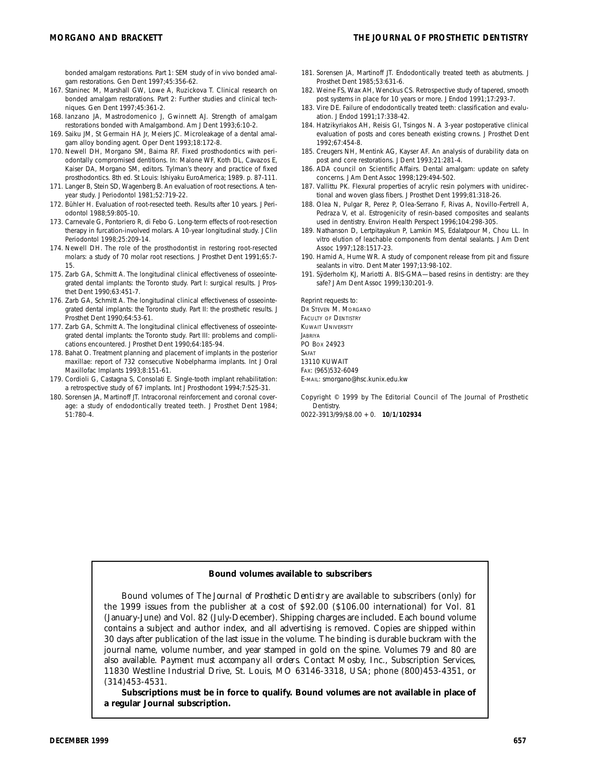bonded amalgam restorations. Part 1: SEM study of in vivo bonded amalgam restorations. Gen Dent 1997;45:356-62.

167. Staninec M, Marshall GW, Lowe A, Ruzickova T. Clinical research on bonded amalgam restorations. Part 2: Further studies and clinical techniques. Gen Dent 1997;45:361-2.
168. Ianzano JA, Mastrodomenico J, Gwinnett AJ. Strength of amalgam restorations bonded with Amalgambond. Am J Dent 1993;6:10-2.
169. Saiku JM, St Germain HA Jr, Meiers JC. Microleakage of a dental amalgam alloy bonding agent. Oper Dent 1993;18:172-8.
170. Newell DH, Morgano SM, Baima RF. Fixed prosthodontics with periodontally compromised dentitions. In: Malone WF, Koth DL, Cavazos E, Kaiser DA, Morgano SM, editors. Tylman's theory and practice of fixed prosthodontics. 8th ed. St Louis: Ishiyaku EuroAmerica; 1989. p. 87-111.
171. Langer B, Stein SD, Wagenberg B. An evaluation of root resections. A ten-year study. J Periodontol 1981;52:719-22.
172. Bühler H. Evaluation of root-resected teeth. Results after 10 years. J Periodontol 1988;59:805-10.
173. Carnevale G, Pontoriero R, di Febo G. Long-term effects of root-resection therapy in furcation-involved molars. A 10-year longitudinal study. J Clin Periodontol 1998;25:209-14.
174. Newell DH. The role of the prosthodontist in restoring root-resected molars: a study of 70 molar root resections. J Prosthet Dent 1991;65:7-15.
175. Zarb GA, Schmitt A. The longitudinal clinical effectiveness of osseointegrated dental implants: the Toronto study. Part I: surgical results. J Prosthet Dent 1990;63:451-7.
176. Zarb GA, Schmitt A. The longitudinal clinical effectiveness of osseointegrated dental implants: the Toronto study. Part II: the prosthetic results. J Prosthet Dent 1990;64:53-61.
177. Zarb GA, Schmitt A. The longitudinal clinical effectiveness of osseointegrated dental implants: the Toronto study. Part III: problems and complications encountered. J Prosthet Dent 1990;64:185-94.
178. Bahat O. Treatment planning and placement of implants in the posterior maxillae: report of 732 consecutive Nobelpharma implants. Int J Oral Maxillofac Implants 1993;8:151-61.
179. Cordioli G, Castagna S, Consolati E. Single-tooth implant rehabilitation: a retrospective study of 67 implants. Int J Prosthodont 1994;7:525-31.
180. Sorensen JA, Martinoff JT. Intracoronal reinforcement and coronal coverage: a study of endodontically treated teeth. J Prosthet Dent 1984; 51:780-4.
181. Sorensen JA, Martinoff JT. Endodontically treated teeth as abutments. J Prosthet Dent 1985;53:631-6.
182. Weine FS, Wax AH, Wenckus CS. Retrospective study of tapered, smooth post systems in place for 10 years or more. J Endod 1991;17:293-7.
183. Vire DE. Failure of endodontically treated teeth: classification and evaluation. J Endod 1991;17:338-42.
184. Hatzikyriakos AH, Reisis GI, Tsingos N. A 3-year postoperative clinical evaluation of posts and cores beneath existing crowns. J Prosthet Dent 1992;67:454-8.
185. Creugers NH, Mentink AG, Kayser AF. An analysis of durability data on post and core restorations. J Dent 1993;21:281-4.
186. ADA council on Scientific Affairs. Dental amalgam: update on safety concerns. J Am Dent Assoc 1998;129:494-502.
187. Vallittu PK. Flexural properties of acrylic resin polymers with unidirectional and woven glass fibers. J Prosthet Dent 1999;81:318-26.
188. Olea N, Pulgar R, Perez P, Olea-Serrano F, Rivas A, Novillo-Fertrell A, Pedraza V, et al. Estrogenicity of resin-based composites and sealants used in dentistry. Environ Health Perspect 1996;104:298-305.
189. Nathanson D, Lertpitayakun P, Lamkin MS, Edalatpour M, Chou LL. In vitro elution of leachable components from dental sealants. J Am Dent Assoc 1997;128:1517-23.
190. Hamid A, Hume WR. A study of component release from pit and fissure sealants in vitro. Dent Mater 1997;13:98-102.
191. Sÿderholm KJ, Mariotti A. BIS-GMA—based resins in dentistry: are they safe? J Am Dent Assoc 1999;130:201-9.

Reprint requests to:
DR STEVEN M. MORGANO
FACULTY OF DENTISTRY
KUWAIT UNIVERSITY
JABRIYA
PO BOX 24923
SAFAT
13110 KUWAIT
FAX: (965)532-6049
E-MAIL: smorgano@hsc.kunix.edu.kw

Copyright © 1999 by The Editorial Council of The Journal of Prosthetic Dentistry.

0022-3913/99/$8.00 + 0. **10/1/102934**

**Bound volumes available to subscribers**

Bound volumes of *The Journal of Prosthetic Dentistry* are available to subscribers (only) for the 1999 issues from the publisher at a cost of $92.00 ($106.00 international) for Vol. 81 (January-June) and Vol. 82 (July-December). Shipping charges are included. Each bound volume contains a subject and author index, and all advertising is removed. Copies are shipped within 30 days after publication of the last issue in the volume. The binding is durable buckram with the journal name, volume number, and year stamped in gold on the spine. Volumes 79 and 80 are also available. *Payment must accompany all orders.* Contact Mosby, Inc., Subscription Services, 11830 Westline Industrial Drive, St. Louis, MO 63146-3318, USA; phone (800)453-4351, or (314)453-4531.

**Subscriptions must be in force to qualify. Bound volumes are not available in place of a regular Journal subscription.**